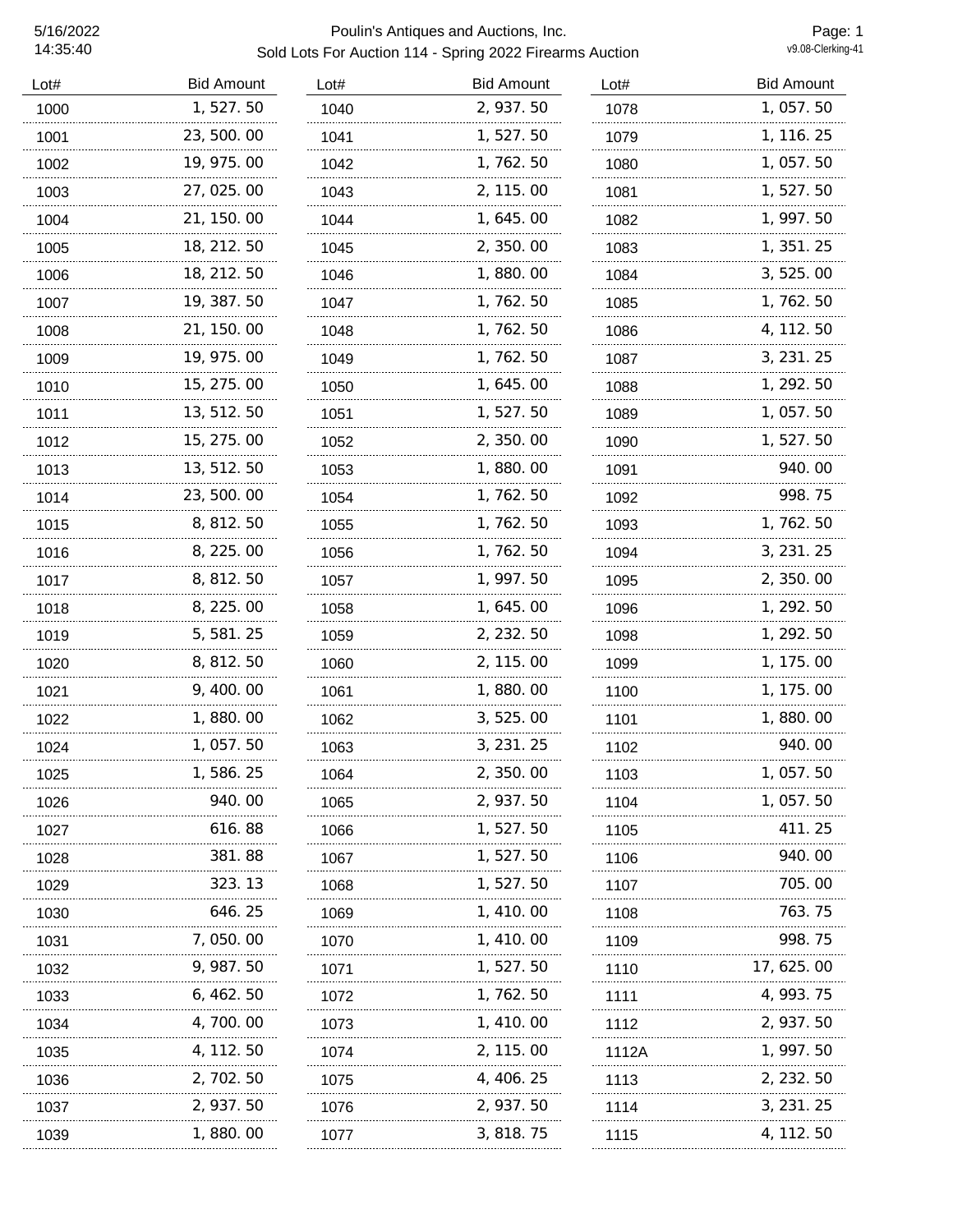# Poulin's Antiques and Auctions, Inc.

## Sold Lots For Auction 114 - Spring 2022 Firearms Auction

5/16/2022
14:35:40

v9.08-Clerking-41

| Lot# | Bid Amount |
|---|---|
| 1000 | 1,527.50 |
| 1001 | 23,500.00 |
| 1002 | 19,975.00 |
| 1003 | 27,025.00 |
| 1004 | 21,150.00 |
| 1005 | 18,212.50 |
| 1006 | 18,212.50 |
| 1007 | 19,387.50 |
| 1008 | 21,150.00 |
| 1009 | 19,975.00 |
| 1010 | 15,275.00 |
| 1011 | 13,512.50 |
| 1012 | 15,275.00 |
| 1013 | 13,512.50 |
| 1014 | 23,500.00 |
| 1015 | 8,812.50 |
| 1016 | 8,225.00 |
| 1017 | 8,812.50 |
| 1018 | 8,225.00 |
| 1019 | 5,581.25 |
| 1020 | 8,812.50 |
| 1021 | 9,400.00 |
| 1022 | 1,880.00 |
| 1024 | 1,057.50 |
| 1025 | 1,586.25 |
| 1026 | 940.00 |
| 1027 | 616.88 |
| 1028 | 381.88 |
| 1029 | 323.13 |
| 1030 | 646.25 |
| 1031 | 7,050.00 |
| 1032 | 9,987.50 |
| 1033 | 6,462.50 |
| 1034 | 4,700.00 |
| 1035 | 4,112.50 |
| 1036 | 2,702.50 |
| 1037 | 2,937.50 |
| 1039 | 1,880.00 |
| 1040 | 2,937.50 |
| 1041 | 1,527.50 |
| 1042 | 1,762.50 |
| 1043 | 2,115.00 |
| 1044 | 1,645.00 |
| 1045 | 2,350.00 |
| 1046 | 1,880.00 |
| 1047 | 1,762.50 |
| 1048 | 1,762.50 |
| 1049 | 1,762.50 |
| 1050 | 1,645.00 |
| 1051 | 1,527.50 |
| 1052 | 2,350.00 |
| 1053 | 1,880.00 |
| 1054 | 1,762.50 |
| 1055 | 1,762.50 |
| 1056 | 1,762.50 |
| 1057 | 1,997.50 |
| 1058 | 1,645.00 |
| 1059 | 2,232.50 |
| 1060 | 2,115.00 |
| 1061 | 1,880.00 |
| 1062 | 3,525.00 |
| 1063 | 3,231.25 |
| 1064 | 2,350.00 |
| 1065 | 2,937.50 |
| 1066 | 1,527.50 |
| 1067 | 1,527.50 |
| 1068 | 1,527.50 |
| 1069 | 1,410.00 |
| 1070 | 1,410.00 |
| 1071 | 1,527.50 |
| 1072 | 1,762.50 |
| 1073 | 1,410.00 |
| 1074 | 2,115.00 |
| 1075 | 4,406.25 |
| 1076 | 2,937.50 |
| 1077 | 3,818.75 |
| 1078 | 1,057.50 |
| 1079 | 1,116.25 |
| 1080 | 1,057.50 |
| 1081 | 1,527.50 |
| 1082 | 1,997.50 |
| 1083 | 1,351.25 |
| 1084 | 3,525.00 |
| 1085 | 1,762.50 |
| 1086 | 4,112.50 |
| 1087 | 3,231.25 |
| 1088 | 1,292.50 |
| 1089 | 1,057.50 |
| 1090 | 1,527.50 |
| 1091 | 940.00 |
| 1092 | 998.75 |
| 1093 | 1,762.50 |
| 1094 | 3,231.25 |
| 1095 | 2,350.00 |
| 1096 | 1,292.50 |
| 1098 | 1,292.50 |
| 1099 | 1,175.00 |
| 1100 | 1,175.00 |
| 1101 | 1,880.00 |
| 1102 | 940.00 |
| 1103 | 1,057.50 |
| 1104 | 1,057.50 |
| 1105 | 411.25 |
| 1106 | 940.00 |
| 1107 | 705.00 |
| 1108 | 763.75 |
| 1109 | 998.75 |
| 1110 | 17,625.00 |
| 1111 | 4,993.75 |
| 1112 | 2,937.50 |
| 1112A | 1,997.50 |
| 1113 | 2,232.50 |
| 1114 | 3,231.25 |
| 1115 | 4,112.50 |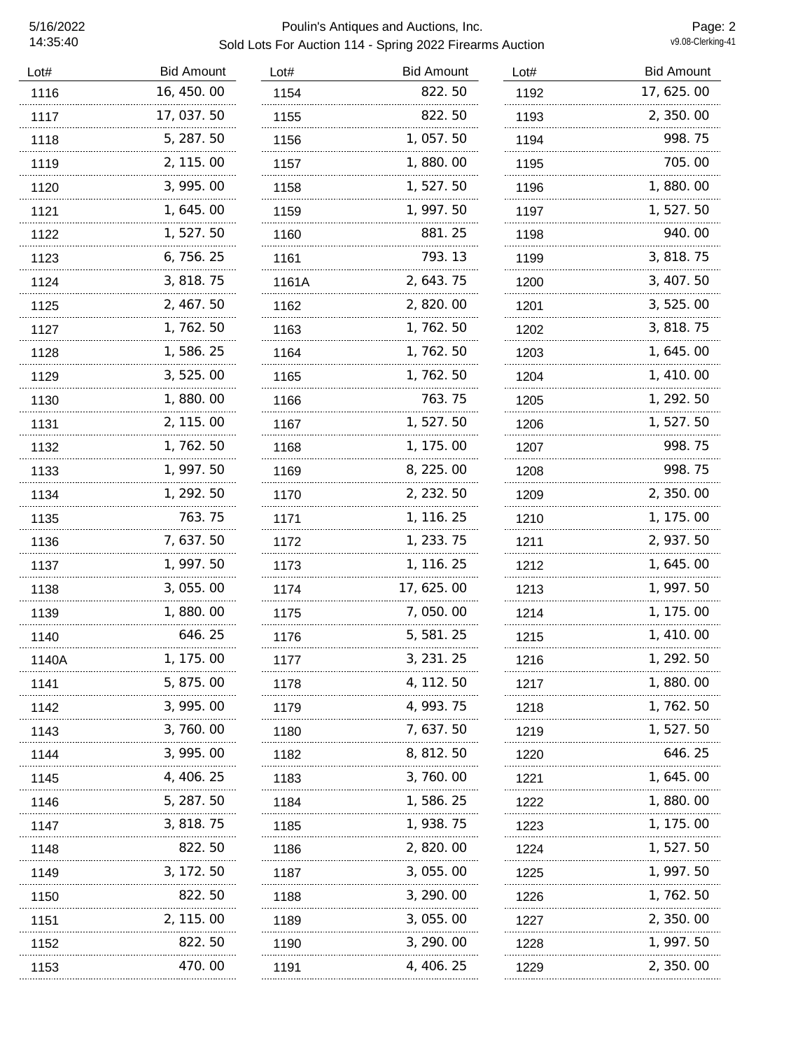Poulin's Antiques and Auctions, Inc.

Sold Lots For Auction 114 - Spring 2022 Firearms Auction

| Lot# | Bid Amount |
|---|---|
| 1116 | 16,450.00 |
| 1117 | 17,037.50 |
| 1118 | 5,287.50 |
| 1119 | 2,115.00 |
| 1120 | 3,995.00 |
| 1121 | 1,645.00 |
| 1122 | 1,527.50 |
| 1123 | 6,756.25 |
| 1124 | 3,818.75 |
| 1125 | 2,467.50 |
| 1127 | 1,762.50 |
| 1128 | 1,586.25 |
| 1129 | 3,525.00 |
| 1130 | 1,880.00 |
| 1131 | 2,115.00 |
| 1132 | 1,762.50 |
| 1133 | 1,997.50 |
| 1134 | 1,292.50 |
| 1135 | 763.75 |
| 1136 | 7,637.50 |
| 1137 | 1,997.50 |
| 1138 | 3,055.00 |
| 1139 | 1,880.00 |
| 1140 | 646.25 |
| 1140A | 1,175.00 |
| 1141 | 5,875.00 |
| 1142 | 3,995.00 |
| 1143 | 3,760.00 |
| 1144 | 3,995.00 |
| 1145 | 4,406.25 |
| 1146 | 5,287.50 |
| 1147 | 3,818.75 |
| 1148 | 822.50 |
| 1149 | 3,172.50 |
| 1150 | 822.50 |
| 1151 | 2,115.00 |
| 1152 | 822.50 |
| 1153 | 470.00 |
| 1154 | 822.50 |
| 1155 | 822.50 |
| 1156 | 1,057.50 |
| 1157 | 1,880.00 |
| 1158 | 1,527.50 |
| 1159 | 1,997.50 |
| 1160 | 881.25 |
| 1161 | 793.13 |
| 1161A | 2,643.75 |
| 1162 | 2,820.00 |
| 1163 | 1,762.50 |
| 1164 | 1,762.50 |
| 1165 | 1,762.50 |
| 1166 | 763.75 |
| 1167 | 1,527.50 |
| 1168 | 1,175.00 |
| 1169 | 8,225.00 |
| 1170 | 2,232.50 |
| 1171 | 1,116.25 |
| 1172 | 1,233.75 |
| 1173 | 1,116.25 |
| 1174 | 17,625.00 |
| 1175 | 7,050.00 |
| 1176 | 5,581.25 |
| 1177 | 3,231.25 |
| 1178 | 4,112.50 |
| 1179 | 4,993.75 |
| 1180 | 7,637.50 |
| 1182 | 8,812.50 |
| 1183 | 3,760.00 |
| 1184 | 1,586.25 |
| 1185 | 1,938.75 |
| 1186 | 2,820.00 |
| 1187 | 3,055.00 |
| 1188 | 3,290.00 |
| 1189 | 3,055.00 |
| 1190 | 3,290.00 |
| 1191 | 4,406.25 |
| 1192 | 17,625.00 |
| 1193 | 2,350.00 |
| 1194 | 998.75 |
| 1195 | 705.00 |
| 1196 | 1,880.00 |
| 1197 | 1,527.50 |
| 1198 | 940.00 |
| 1199 | 3,818.75 |
| 1200 | 3,407.50 |
| 1201 | 3,525.00 |
| 1202 | 3,818.75 |
| 1203 | 1,645.00 |
| 1204 | 1,410.00 |
| 1205 | 1,292.50 |
| 1206 | 1,527.50 |
| 1207 | 998.75 |
| 1208 | 998.75 |
| 1209 | 2,350.00 |
| 1210 | 1,175.00 |
| 1211 | 2,937.50 |
| 1212 | 1,645.00 |
| 1213 | 1,997.50 |
| 1214 | 1,175.00 |
| 1215 | 1,410.00 |
| 1216 | 1,292.50 |
| 1217 | 1,880.00 |
| 1218 | 1,762.50 |
| 1219 | 1,527.50 |
| 1220 | 646.25 |
| 1221 | 1,645.00 |
| 1222 | 1,880.00 |
| 1223 | 1,175.00 |
| 1224 | 1,527.50 |
| 1225 | 1,997.50 |
| 1226 | 1,762.50 |
| 1227 | 2,350.00 |
| 1228 | 1,997.50 |
| 1229 | 2,350.00 |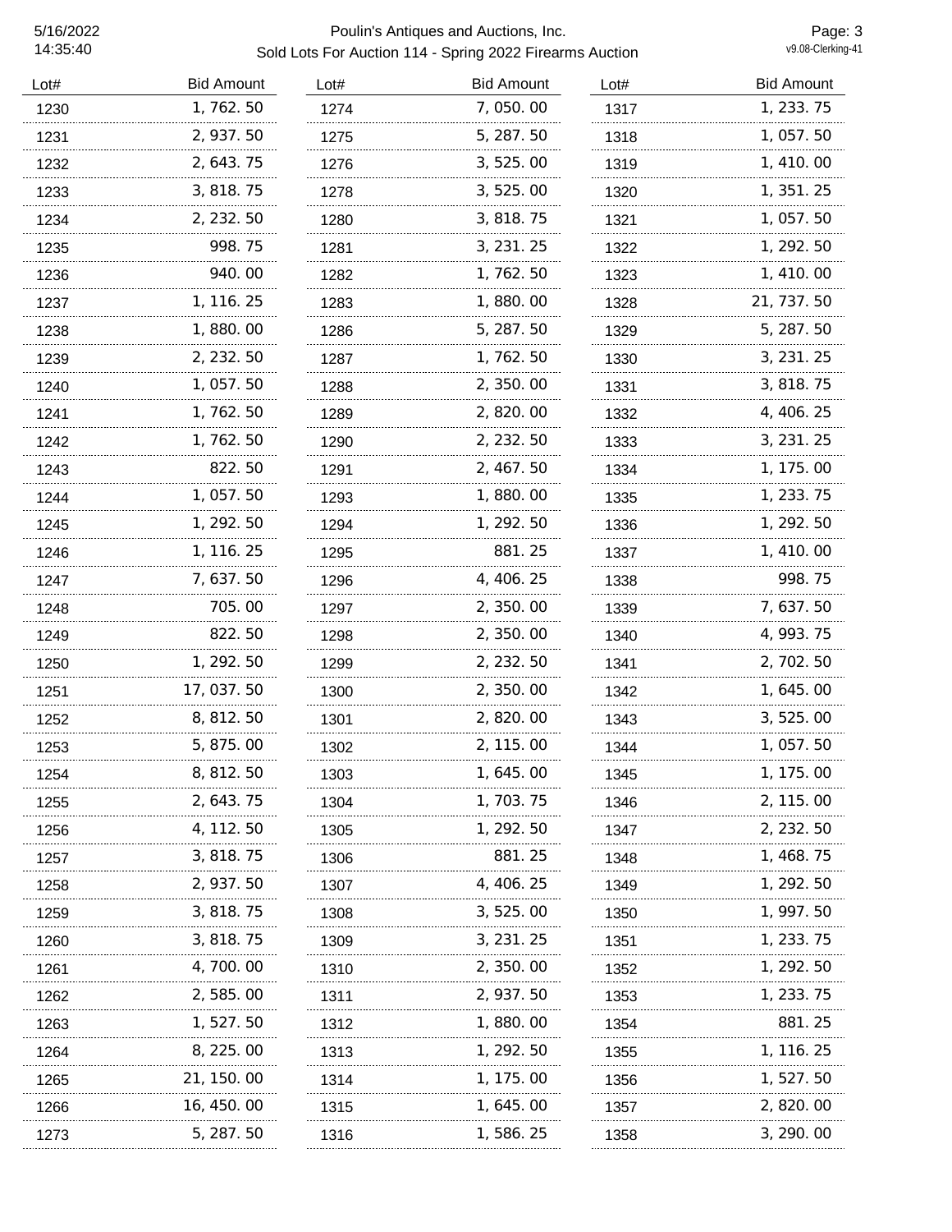# Poulin's Antiques and Auctions, Inc.

Sold Lots For Auction 114 - Spring 2022 Firearms Auction

| Lot# | Bid Amount |
|---|---|
| 1230 | 1,762.50 |
| 1231 | 2,937.50 |
| 1232 | 2,643.75 |
| 1233 | 3,818.75 |
| 1234 | 2,232.50 |
| 1235 | 998.75 |
| 1236 | 940.00 |
| 1237 | 1,116.25 |
| 1238 | 1,880.00 |
| 1239 | 2,232.50 |
| 1240 | 1,057.50 |
| 1241 | 1,762.50 |
| 1242 | 1,762.50 |
| 1243 | 822.50 |
| 1244 | 1,057.50 |
| 1245 | 1,292.50 |
| 1246 | 1,116.25 |
| 1247 | 7,637.50 |
| 1248 | 705.00 |
| 1249 | 822.50 |
| 1250 | 1,292.50 |
| 1251 | 17,037.50 |
| 1252 | 8,812.50 |
| 1253 | 5,875.00 |
| 1254 | 8,812.50 |
| 1255 | 2,643.75 |
| 1256 | 4,112.50 |
| 1257 | 3,818.75 |
| 1258 | 2,937.50 |
| 1259 | 3,818.75 |
| 1260 | 3,818.75 |
| 1261 | 4,700.00 |
| 1262 | 2,585.00 |
| 1263 | 1,527.50 |
| 1264 | 8,225.00 |
| 1265 | 21,150.00 |
| 1266 | 16,450.00 |
| 1273 | 5,287.50 |
| 1274 | 7,050.00 |
| 1275 | 5,287.50 |
| 1276 | 3,525.00 |
| 1278 | 3,525.00 |
| 1280 | 3,818.75 |
| 1281 | 3,231.25 |
| 1282 | 1,762.50 |
| 1283 | 1,880.00 |
| 1286 | 5,287.50 |
| 1287 | 1,762.50 |
| 1288 | 2,350.00 |
| 1289 | 2,820.00 |
| 1290 | 2,232.50 |
| 1291 | 2,467.50 |
| 1293 | 1,880.00 |
| 1294 | 1,292.50 |
| 1295 | 881.25 |
| 1296 | 4,406.25 |
| 1297 | 2,350.00 |
| 1298 | 2,350.00 |
| 1299 | 2,232.50 |
| 1300 | 2,350.00 |
| 1301 | 2,820.00 |
| 1302 | 2,115.00 |
| 1303 | 1,645.00 |
| 1304 | 1,703.75 |
| 1305 | 1,292.50 |
| 1306 | 881.25 |
| 1307 | 4,406.25 |
| 1308 | 3,525.00 |
| 1309 | 3,231.25 |
| 1310 | 2,350.00 |
| 1311 | 2,937.50 |
| 1312 | 1,880.00 |
| 1313 | 1,292.50 |
| 1314 | 1,175.00 |
| 1315 | 1,645.00 |
| 1316 | 1,586.25 |
| 1317 | 1,233.75 |
| 1318 | 1,057.50 |
| 1319 | 1,410.00 |
| 1320 | 1,351.25 |
| 1321 | 1,057.50 |
| 1322 | 1,292.50 |
| 1323 | 1,410.00 |
| 1328 | 21,737.50 |
| 1329 | 5,287.50 |
| 1330 | 3,231.25 |
| 1331 | 3,818.75 |
| 1332 | 4,406.25 |
| 1333 | 3,231.25 |
| 1334 | 1,175.00 |
| 1335 | 1,233.75 |
| 1336 | 1,292.50 |
| 1337 | 1,410.00 |
| 1338 | 998.75 |
| 1339 | 7,637.50 |
| 1340 | 4,993.75 |
| 1341 | 2,702.50 |
| 1342 | 1,645.00 |
| 1343 | 3,525.00 |
| 1344 | 1,057.50 |
| 1345 | 1,175.00 |
| 1346 | 2,115.00 |
| 1347 | 2,232.50 |
| 1348 | 1,468.75 |
| 1349 | 1,292.50 |
| 1350 | 1,997.50 |
| 1351 | 1,233.75 |
| 1352 | 1,292.50 |
| 1353 | 1,233.75 |
| 1354 | 881.25 |
| 1355 | 1,116.25 |
| 1356 | 1,527.50 |
| 1357 | 2,820.00 |
| 1358 | 3,290.00 |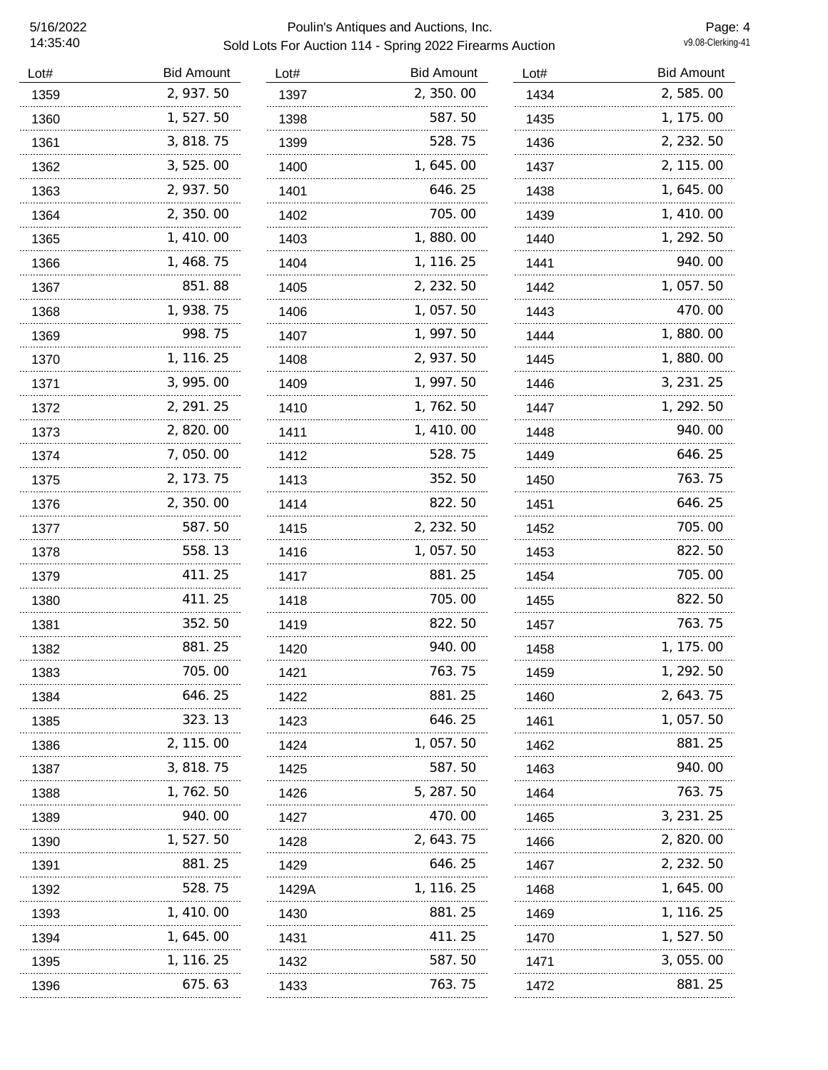Poulin's Antiques and Auctions, Inc.

Sold Lots For Auction 114 - Spring 2022 Firearms Auction

| Lot# | Bid Amount |
|---|---|
| 1359 | 2,937.50 |
| 1360 | 1,527.50 |
| 1361 | 3,818.75 |
| 1362 | 3,525.00 |
| 1363 | 2,937.50 |
| 1364 | 2,350.00 |
| 1365 | 1,410.00 |
| 1366 | 1,468.75 |
| 1367 | 851.88 |
| 1368 | 1,938.75 |
| 1369 | 998.75 |
| 1370 | 1,116.25 |
| 1371 | 3,995.00 |
| 1372 | 2,291.25 |
| 1373 | 2,820.00 |
| 1374 | 7,050.00 |
| 1375 | 2,173.75 |
| 1376 | 2,350.00 |
| 1377 | 587.50 |
| 1378 | 558.13 |
| 1379 | 411.25 |
| 1380 | 411.25 |
| 1381 | 352.50 |
| 1382 | 881.25 |
| 1383 | 705.00 |
| 1384 | 646.25 |
| 1385 | 323.13 |
| 1386 | 2,115.00 |
| 1387 | 3,818.75 |
| 1388 | 1,762.50 |
| 1389 | 940.00 |
| 1390 | 1,527.50 |
| 1391 | 881.25 |
| 1392 | 528.75 |
| 1393 | 1,410.00 |
| 1394 | 1,645.00 |
| 1395 | 1,116.25 |
| 1396 | 675.63 |
| 1397 | 2,350.00 |
| 1398 | 587.50 |
| 1399 | 528.75 |
| 1400 | 1,645.00 |
| 1401 | 646.25 |
| 1402 | 705.00 |
| 1403 | 1,880.00 |
| 1404 | 1,116.25 |
| 1405 | 2,232.50 |
| 1406 | 1,057.50 |
| 1407 | 1,997.50 |
| 1408 | 2,937.50 |
| 1409 | 1,997.50 |
| 1410 | 1,762.50 |
| 1411 | 1,410.00 |
| 1412 | 528.75 |
| 1413 | 352.50 |
| 1414 | 822.50 |
| 1415 | 2,232.50 |
| 1416 | 1,057.50 |
| 1417 | 881.25 |
| 1418 | 705.00 |
| 1419 | 822.50 |
| 1420 | 940.00 |
| 1421 | 763.75 |
| 1422 | 881.25 |
| 1423 | 646.25 |
| 1424 | 1,057.50 |
| 1425 | 587.50 |
| 1426 | 5,287.50 |
| 1427 | 470.00 |
| 1428 | 2,643.75 |
| 1429 | 646.25 |
| 1429A | 1,116.25 |
| 1430 | 881.25 |
| 1431 | 411.25 |
| 1432 | 587.50 |
| 1433 | 763.75 |
| 1434 | 2,585.00 |
| 1435 | 1,175.00 |
| 1436 | 2,232.50 |
| 1437 | 2,115.00 |
| 1438 | 1,645.00 |
| 1439 | 1,410.00 |
| 1440 | 1,292.50 |
| 1441 | 940.00 |
| 1442 | 1,057.50 |
| 1443 | 470.00 |
| 1444 | 1,880.00 |
| 1445 | 1,880.00 |
| 1446 | 3,231.25 |
| 1447 | 1,292.50 |
| 1448 | 940.00 |
| 1449 | 646.25 |
| 1450 | 763.75 |
| 1451 | 646.25 |
| 1452 | 705.00 |
| 1453 | 822.50 |
| 1454 | 705.00 |
| 1455 | 822.50 |
| 1457 | 763.75 |
| 1458 | 1,175.00 |
| 1459 | 1,292.50 |
| 1460 | 2,643.75 |
| 1461 | 1,057.50 |
| 1462 | 881.25 |
| 1463 | 940.00 |
| 1464 | 763.75 |
| 1465 | 3,231.25 |
| 1466 | 2,820.00 |
| 1467 | 2,232.50 |
| 1468 | 1,645.00 |
| 1469 | 1,116.25 |
| 1470 | 1,527.50 |
| 1471 | 3,055.00 |
| 1472 | 881.25 |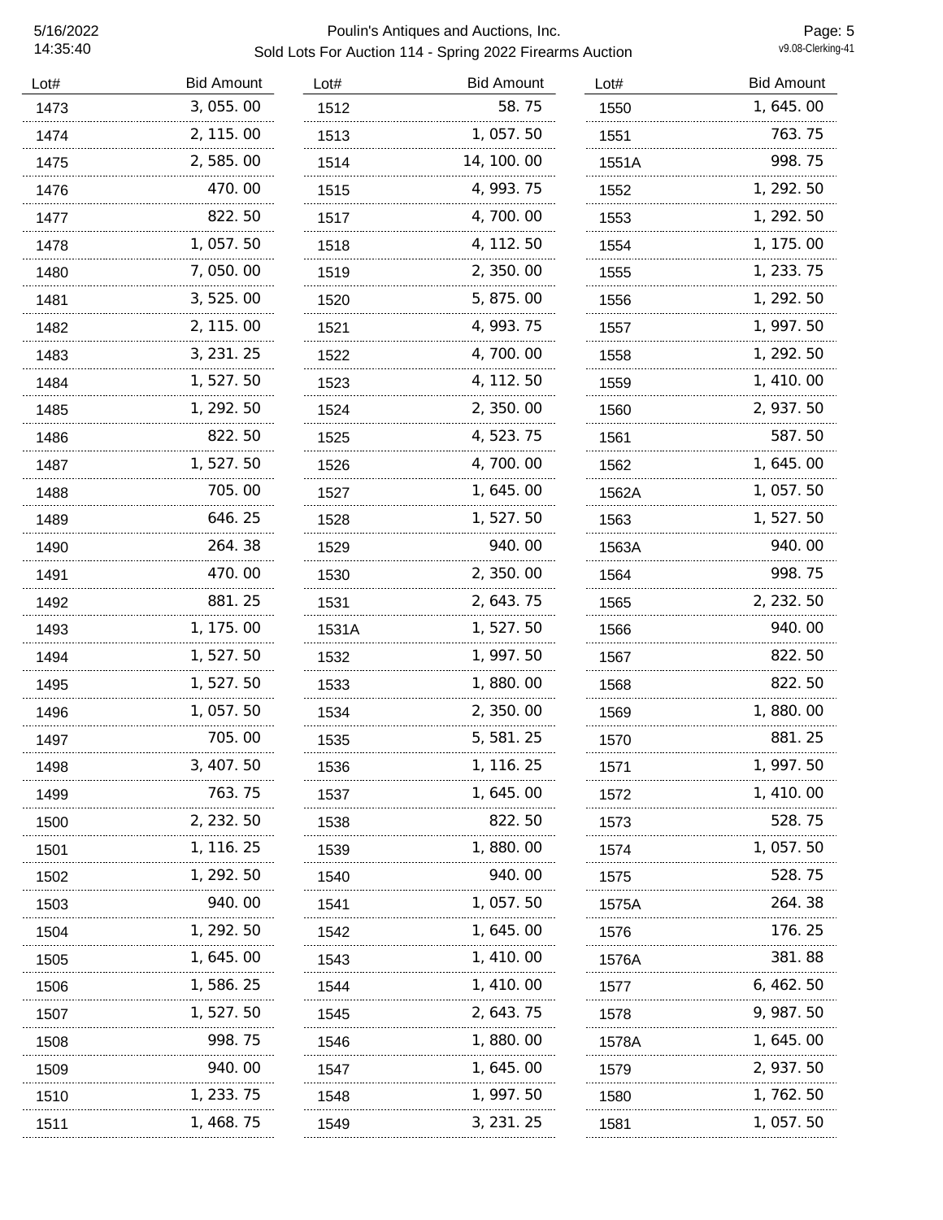| Lot# | Bid Amount |
|---|---|
| 1473 | 3,055.00 |
| 1474 | 2,115.00 |
| 1475 | 2,585.00 |
| 1476 | 470.00 |
| 1477 | 822.50 |
| 1478 | 1,057.50 |
| 1480 | 7,050.00 |
| 1481 | 3,525.00 |
| 1482 | 2,115.00 |
| 1483 | 3,231.25 |
| 1484 | 1,527.50 |
| 1485 | 1,292.50 |
| 1486 | 822.50 |
| 1487 | 1,527.50 |
| 1488 | 705.00 |
| 1489 | 646.25 |
| 1490 | 264.38 |
| 1491 | 470.00 |
| 1492 | 881.25 |
| 1493 | 1,175.00 |
| 1494 | 1,527.50 |
| 1495 | 1,527.50 |
| 1496 | 1,057.50 |
| 1497 | 705.00 |
| 1498 | 3,407.50 |
| 1499 | 763.75 |
| 1500 | 2,232.50 |
| 1501 | 1,116.25 |
| 1502 | 1,292.50 |
| 1503 | 940.00 |
| 1504 | 1,292.50 |
| 1505 | 1,645.00 |
| 1506 | 1,586.25 |
| 1507 | 1,527.50 |
| 1508 | 998.75 |
| 1509 | 940.00 |
| 1510 | 1,233.75 |
| 1511 | 1,468.75 |
| 1512 | 58.75 |
| 1513 | 1,057.50 |
| 1514 | 14,100.00 |
| 1515 | 4,993.75 |
| 1517 | 4,700.00 |
| 1518 | 4,112.50 |
| 1519 | 2,350.00 |
| 1520 | 5,875.00 |
| 1521 | 4,993.75 |
| 1522 | 4,700.00 |
| 1523 | 4,112.50 |
| 1524 | 2,350.00 |
| 1525 | 4,523.75 |
| 1526 | 4,700.00 |
| 1527 | 1,645.00 |
| 1528 | 1,527.50 |
| 1529 | 940.00 |
| 1530 | 2,350.00 |
| 1531 | 2,643.75 |
| 1531A | 1,527.50 |
| 1532 | 1,997.50 |
| 1533 | 1,880.00 |
| 1534 | 2,350.00 |
| 1535 | 5,581.25 |
| 1536 | 1,116.25 |
| 1537 | 1,645.00 |
| 1538 | 822.50 |
| 1539 | 1,880.00 |
| 1540 | 940.00 |
| 1541 | 1,057.50 |
| 1542 | 1,645.00 |
| 1543 | 1,410.00 |
| 1544 | 1,410.00 |
| 1545 | 2,643.75 |
| 1546 | 1,880.00 |
| 1547 | 1,645.00 |
| 1548 | 1,997.50 |
| 1549 | 3,231.25 |
| 1550 | 1,645.00 |
| 1551 | 763.75 |
| 1551A | 998.75 |
| 1552 | 1,292.50 |
| 1553 | 1,292.50 |
| 1554 | 1,175.00 |
| 1555 | 1,233.75 |
| 1556 | 1,292.50 |
| 1557 | 1,997.50 |
| 1558 | 1,292.50 |
| 1559 | 1,410.00 |
| 1560 | 2,937.50 |
| 1561 | 587.50 |
| 1562 | 1,645.00 |
| 1562A | 1,057.50 |
| 1563 | 1,527.50 |
| 1563A | 940.00 |
| 1564 | 998.75 |
| 1565 | 2,232.50 |
| 1566 | 940.00 |
| 1567 | 822.50 |
| 1568 | 822.50 |
| 1569 | 1,880.00 |
| 1570 | 881.25 |
| 1571 | 1,997.50 |
| 1572 | 1,410.00 |
| 1573 | 528.75 |
| 1574 | 1,057.50 |
| 1575 | 528.75 |
| 1575A | 264.38 |
| 1576 | 176.25 |
| 1576A | 381.88 |
| 1577 | 6,462.50 |
| 1578 | 9,987.50 |
| 1578A | 1,645.00 |
| 1579 | 2,937.50 |
| 1580 | 1,762.50 |
| 1581 | 1,057.50 |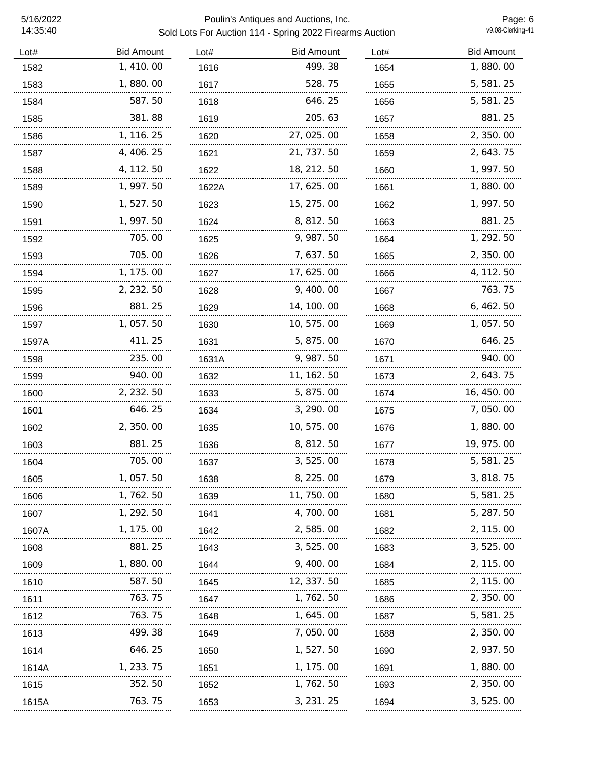| Lot# | Bid Amount | Lot# | Bid Amount | Lot# | Bid Amount |
|---|---|---|---|---|---|
| 1582 | 1,410.00 | 1616 | 499.38 | 1654 | 1,880.00 |
| 1583 | 1,880.00 | 1617 | 528.75 | 1655 | 5,581.25 |
| 1584 | 587.50 | 1618 | 646.25 | 1656 | 5,581.25 |
| 1585 | 381.88 | 1619 | 205.63 | 1657 | 881.25 |
| 1586 | 1,116.25 | 1620 | 27,025.00 | 1658 | 2,350.00 |
| 1587 | 4,406.25 | 1621 | 21,737.50 | 1659 | 2,643.75 |
| 1588 | 4,112.50 | 1622 | 18,212.50 | 1660 | 1,997.50 |
| 1589 | 1,997.50 | 1622A | 17,625.00 | 1661 | 1,880.00 |
| 1590 | 1,527.50 | 1623 | 15,275.00 | 1662 | 1,997.50 |
| 1591 | 1,997.50 | 1624 | 8,812.50 | 1663 | 881.25 |
| 1592 | 705.00 | 1625 | 9,987.50 | 1664 | 1,292.50 |
| 1593 | 705.00 | 1626 | 7,637.50 | 1665 | 2,350.00 |
| 1594 | 1,175.00 | 1627 | 17,625.00 | 1666 | 4,112.50 |
| 1595 | 2,232.50 | 1628 | 9,400.00 | 1667 | 763.75 |
| 1596 | 881.25 | 1629 | 14,100.00 | 1668 | 6,462.50 |
| 1597 | 1,057.50 | 1630 | 10,575.00 | 1669 | 1,057.50 |
| 1597A | 411.25 | 1631 | 5,875.00 | 1670 | 646.25 |
| 1598 | 235.00 | 1631A | 9,987.50 | 1671 | 940.00 |
| 1599 | 940.00 | 1632 | 11,162.50 | 1673 | 2,643.75 |
| 1600 | 2,232.50 | 1633 | 5,875.00 | 1674 | 16,450.00 |
| 1601 | 646.25 | 1634 | 3,290.00 | 1675 | 7,050.00 |
| 1602 | 2,350.00 | 1635 | 10,575.00 | 1676 | 1,880.00 |
| 1603 | 881.25 | 1636 | 8,812.50 | 1677 | 19,975.00 |
| 1604 | 705.00 | 1637 | 3,525.00 | 1678 | 5,581.25 |
| 1605 | 1,057.50 | 1638 | 8,225.00 | 1679 | 3,818.75 |
| 1606 | 1,762.50 | 1639 | 11,750.00 | 1680 | 5,581.25 |
| 1607 | 1,292.50 | 1641 | 4,700.00 | 1681 | 5,287.50 |
| 1607A | 1,175.00 | 1642 | 2,585.00 | 1682 | 2,115.00 |
| 1608 | 881.25 | 1643 | 3,525.00 | 1683 | 3,525.00 |
| 1609 | 1,880.00 | 1644 | 9,400.00 | 1684 | 2,115.00 |
| 1610 | 587.50 | 1645 | 12,337.50 | 1685 | 2,115.00 |
| 1611 | 763.75 | 1647 | 1,762.50 | 1686 | 2,350.00 |
| 1612 | 763.75 | 1648 | 1,645.00 | 1687 | 5,581.25 |
| 1613 | 499.38 | 1649 | 7,050.00 | 1688 | 2,350.00 |
| 1614 | 646.25 | 1650 | 1,527.50 | 1690 | 2,937.50 |
| 1614A | 1,233.75 | 1651 | 1,175.00 | 1691 | 1,880.00 |
| 1615 | 352.50 | 1652 | 1,762.50 | 1693 | 2,350.00 |
| 1615A | 763.75 | 1653 | 3,231.25 | 1694 | 3,525.00 |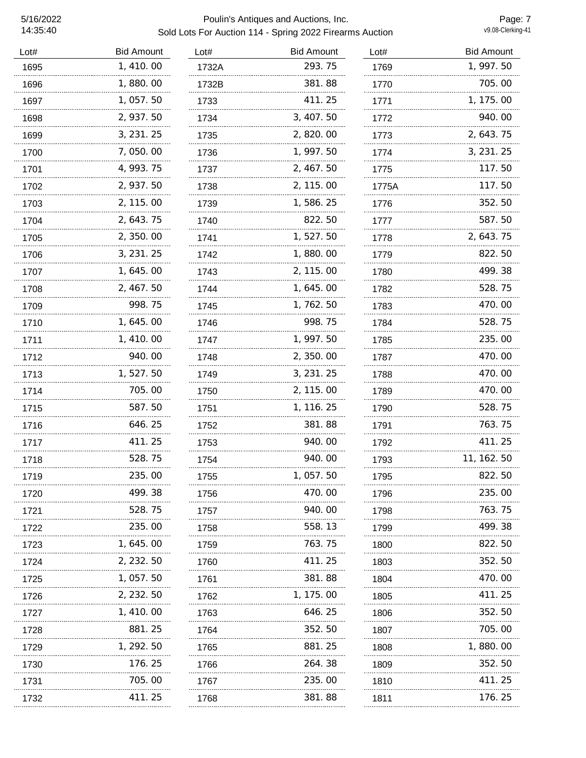# Poulin's Antiques and Auctions, Inc.

## Sold Lots For Auction 114 - Spring 2022 Firearms Auction

5/16/2022
14:35:40

v9.08-Clerking-41

| Lot# | Bid Amount |
|---|---|
| 1695 | 1,410.00 |
| 1696 | 1,880.00 |
| 1697 | 1,057.50 |
| 1698 | 2,937.50 |
| 1699 | 3,231.25 |
| 1700 | 7,050.00 |
| 1701 | 4,993.75 |
| 1702 | 2,937.50 |
| 1703 | 2,115.00 |
| 1704 | 2,643.75 |
| 1705 | 2,350.00 |
| 1706 | 3,231.25 |
| 1707 | 1,645.00 |
| 1708 | 2,467.50 |
| 1709 | 998.75 |
| 1710 | 1,645.00 |
| 1711 | 1,410.00 |
| 1712 | 940.00 |
| 1713 | 1,527.50 |
| 1714 | 705.00 |
| 1715 | 587.50 |
| 1716 | 646.25 |
| 1717 | 411.25 |
| 1718 | 528.75 |
| 1719 | 235.00 |
| 1720 | 499.38 |
| 1721 | 528.75 |
| 1722 | 235.00 |
| 1723 | 1,645.00 |
| 1724 | 2,232.50 |
| 1725 | 1,057.50 |
| 1726 | 2,232.50 |
| 1727 | 1,410.00 |
| 1728 | 881.25 |
| 1729 | 1,292.50 |
| 1730 | 176.25 |
| 1731 | 705.00 |
| 1732 | 411.25 |
| 1732A | 293.75 |
| 1732B | 381.88 |
| 1733 | 411.25 |
| 1734 | 3,407.50 |
| 1735 | 2,820.00 |
| 1736 | 1,997.50 |
| 1737 | 2,467.50 |
| 1738 | 2,115.00 |
| 1739 | 1,586.25 |
| 1740 | 822.50 |
| 1741 | 1,527.50 |
| 1742 | 1,880.00 |
| 1743 | 2,115.00 |
| 1744 | 1,645.00 |
| 1745 | 1,762.50 |
| 1746 | 998.75 |
| 1747 | 1,997.50 |
| 1748 | 2,350.00 |
| 1749 | 3,231.25 |
| 1750 | 2,115.00 |
| 1751 | 1,116.25 |
| 1752 | 381.88 |
| 1753 | 940.00 |
| 1754 | 940.00 |
| 1755 | 1,057.50 |
| 1756 | 470.00 |
| 1757 | 940.00 |
| 1758 | 558.13 |
| 1759 | 763.75 |
| 1760 | 411.25 |
| 1761 | 381.88 |
| 1762 | 1,175.00 |
| 1763 | 646.25 |
| 1764 | 352.50 |
| 1765 | 881.25 |
| 1766 | 264.38 |
| 1767 | 235.00 |
| 1768 | 381.88 |
| 1769 | 1,997.50 |
| 1770 | 705.00 |
| 1771 | 1,175.00 |
| 1772 | 940.00 |
| 1773 | 2,643.75 |
| 1774 | 3,231.25 |
| 1775 | 117.50 |
| 1775A | 117.50 |
| 1776 | 352.50 |
| 1777 | 587.50 |
| 1778 | 2,643.75 |
| 1779 | 822.50 |
| 1780 | 499.38 |
| 1782 | 528.75 |
| 1783 | 470.00 |
| 1784 | 528.75 |
| 1785 | 235.00 |
| 1787 | 470.00 |
| 1788 | 470.00 |
| 1789 | 470.00 |
| 1790 | 528.75 |
| 1791 | 763.75 |
| 1792 | 411.25 |
| 1793 | 11,162.50 |
| 1795 | 822.50 |
| 1796 | 235.00 |
| 1798 | 763.75 |
| 1799 | 499.38 |
| 1800 | 822.50 |
| 1803 | 352.50 |
| 1804 | 470.00 |
| 1805 | 411.25 |
| 1806 | 352.50 |
| 1807 | 705.00 |
| 1808 | 1,880.00 |
| 1809 | 352.50 |
| 1810 | 411.25 |
| 1811 | 176.25 |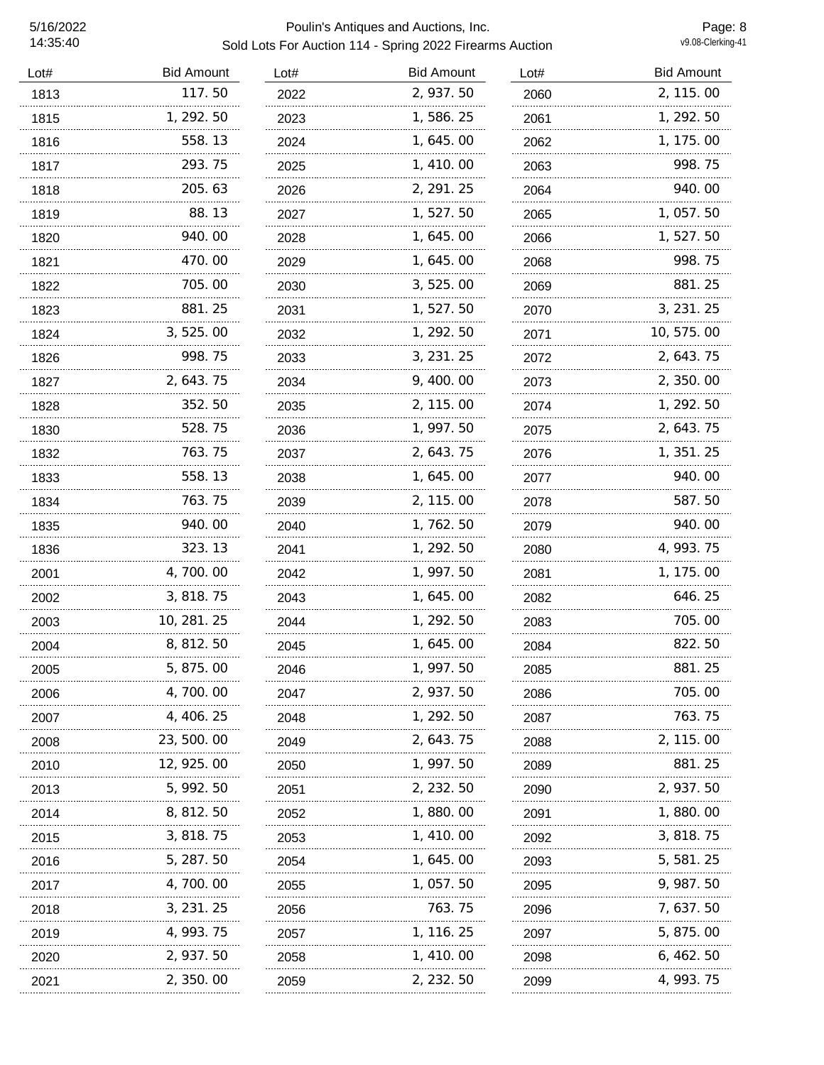Poulin's Antiques and Auctions, Inc.

Sold Lots For Auction 114 - Spring 2022 Firearms Auction

| Lot# | Bid Amount |
|---|---|
| 1813 | 117.50 |
| 1815 | 1,292.50 |
| 1816 | 558.13 |
| 1817 | 293.75 |
| 1818 | 205.63 |
| 1819 | 88.13 |
| 1820 | 940.00 |
| 1821 | 470.00 |
| 1822 | 705.00 |
| 1823 | 881.25 |
| 1824 | 3,525.00 |
| 1826 | 998.75 |
| 1827 | 2,643.75 |
| 1828 | 352.50 |
| 1830 | 528.75 |
| 1832 | 763.75 |
| 1833 | 558.13 |
| 1834 | 763.75 |
| 1835 | 940.00 |
| 1836 | 323.13 |
| 2001 | 4,700.00 |
| 2002 | 3,818.75 |
| 2003 | 10,281.25 |
| 2004 | 8,812.50 |
| 2005 | 5,875.00 |
| 2006 | 4,700.00 |
| 2007 | 4,406.25 |
| 2008 | 23,500.00 |
| 2010 | 12,925.00 |
| 2013 | 5,992.50 |
| 2014 | 8,812.50 |
| 2015 | 3,818.75 |
| 2016 | 5,287.50 |
| 2017 | 4,700.00 |
| 2018 | 3,231.25 |
| 2019 | 4,993.75 |
| 2020 | 2,937.50 |
| 2021 | 2,350.00 |
| 2022 | 2,937.50 |
| 2023 | 1,586.25 |
| 2024 | 1,645.00 |
| 2025 | 1,410.00 |
| 2026 | 2,291.25 |
| 2027 | 1,527.50 |
| 2028 | 1,645.00 |
| 2029 | 1,645.00 |
| 2030 | 3,525.00 |
| 2031 | 1,527.50 |
| 2032 | 1,292.50 |
| 2033 | 3,231.25 |
| 2034 | 9,400.00 |
| 2035 | 2,115.00 |
| 2036 | 1,997.50 |
| 2037 | 2,643.75 |
| 2038 | 1,645.00 |
| 2039 | 2,115.00 |
| 2040 | 1,762.50 |
| 2041 | 1,292.50 |
| 2042 | 1,997.50 |
| 2043 | 1,645.00 |
| 2044 | 1,292.50 |
| 2045 | 1,645.00 |
| 2046 | 1,997.50 |
| 2047 | 2,937.50 |
| 2048 | 1,292.50 |
| 2049 | 2,643.75 |
| 2050 | 1,997.50 |
| 2051 | 2,232.50 |
| 2052 | 1,880.00 |
| 2053 | 1,410.00 |
| 2054 | 1,645.00 |
| 2055 | 1,057.50 |
| 2056 | 763.75 |
| 2057 | 1,116.25 |
| 2058 | 1,410.00 |
| 2059 | 2,232.50 |
| 2060 | 2,115.00 |
| 2061 | 1,292.50 |
| 2062 | 1,175.00 |
| 2063 | 998.75 |
| 2064 | 940.00 |
| 2065 | 1,057.50 |
| 2066 | 1,527.50 |
| 2068 | 998.75 |
| 2069 | 881.25 |
| 2070 | 3,231.25 |
| 2071 | 10,575.00 |
| 2072 | 2,643.75 |
| 2073 | 2,350.00 |
| 2074 | 1,292.50 |
| 2075 | 2,643.75 |
| 2076 | 1,351.25 |
| 2077 | 940.00 |
| 2078 | 587.50 |
| 2079 | 940.00 |
| 2080 | 4,993.75 |
| 2081 | 1,175.00 |
| 2082 | 646.25 |
| 2083 | 705.00 |
| 2084 | 822.50 |
| 2085 | 881.25 |
| 2086 | 705.00 |
| 2087 | 763.75 |
| 2088 | 2,115.00 |
| 2089 | 881.25 |
| 2090 | 2,937.50 |
| 2091 | 1,880.00 |
| 2092 | 3,818.75 |
| 2093 | 5,581.25 |
| 2095 | 9,987.50 |
| 2096 | 7,637.50 |
| 2097 | 5,875.00 |
| 2098 | 6,462.50 |
| 2099 | 4,993.75 |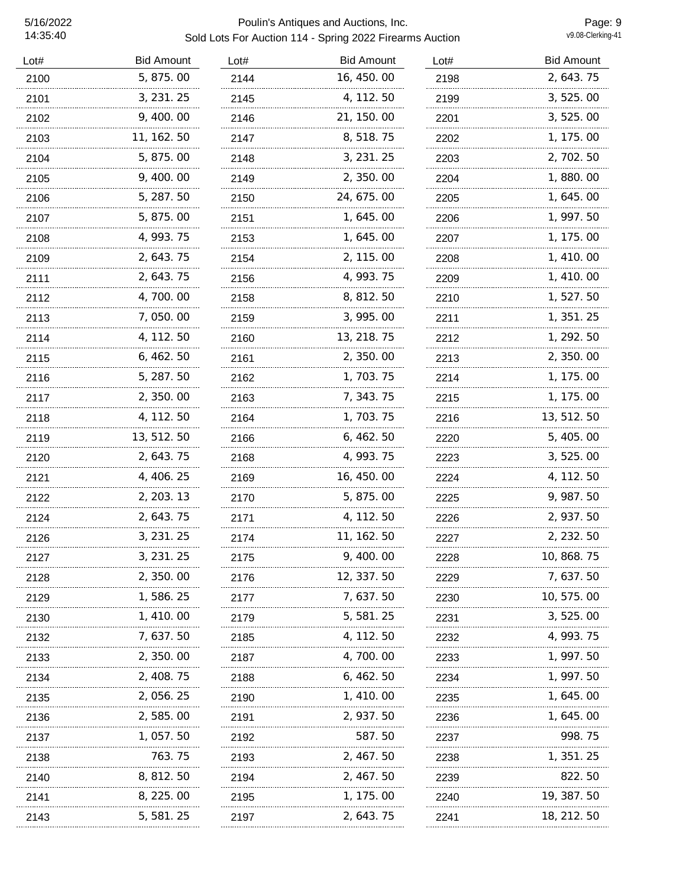Poulin's Antiques and Auctions, Inc.

Sold Lots For Auction 114 - Spring 2022 Firearms Auction

| Lot# | Bid Amount | Lot# | Bid Amount | Lot# | Bid Amount |
|---|---|---|---|---|---|
| 2100 | 5,875.00 | 2144 | 16,450.00 | 2198 | 2,643.75 |
| 2101 | 3,231.25 | 2145 | 4,112.50 | 2199 | 3,525.00 |
| 2102 | 9,400.00 | 2146 | 21,150.00 | 2201 | 3,525.00 |
| 2103 | 11,162.50 | 2147 | 8,518.75 | 2202 | 1,175.00 |
| 2104 | 5,875.00 | 2148 | 3,231.25 | 2203 | 2,702.50 |
| 2105 | 9,400.00 | 2149 | 2,350.00 | 2204 | 1,880.00 |
| 2106 | 5,287.50 | 2150 | 24,675.00 | 2205 | 1,645.00 |
| 2107 | 5,875.00 | 2151 | 1,645.00 | 2206 | 1,997.50 |
| 2108 | 4,993.75 | 2153 | 1,645.00 | 2207 | 1,175.00 |
| 2109 | 2,643.75 | 2154 | 2,115.00 | 2208 | 1,410.00 |
| 2111 | 2,643.75 | 2156 | 4,993.75 | 2209 | 1,410.00 |
| 2112 | 4,700.00 | 2158 | 8,812.50 | 2210 | 1,527.50 |
| 2113 | 7,050.00 | 2159 | 3,995.00 | 2211 | 1,351.25 |
| 2114 | 4,112.50 | 2160 | 13,218.75 | 2212 | 1,292.50 |
| 2115 | 6,462.50 | 2161 | 2,350.00 | 2213 | 2,350.00 |
| 2116 | 5,287.50 | 2162 | 1,703.75 | 2214 | 1,175.00 |
| 2117 | 2,350.00 | 2163 | 7,343.75 | 2215 | 1,175.00 |
| 2118 | 4,112.50 | 2164 | 1,703.75 | 2216 | 13,512.50 |
| 2119 | 13,512.50 | 2166 | 6,462.50 | 2220 | 5,405.00 |
| 2120 | 2,643.75 | 2168 | 4,993.75 | 2223 | 3,525.00 |
| 2121 | 4,406.25 | 2169 | 16,450.00 | 2224 | 4,112.50 |
| 2122 | 2,203.13 | 2170 | 5,875.00 | 2225 | 9,987.50 |
| 2124 | 2,643.75 | 2171 | 4,112.50 | 2226 | 2,937.50 |
| 2126 | 3,231.25 | 2174 | 11,162.50 | 2227 | 2,232.50 |
| 2127 | 3,231.25 | 2175 | 9,400.00 | 2228 | 10,868.75 |
| 2128 | 2,350.00 | 2176 | 12,337.50 | 2229 | 7,637.50 |
| 2129 | 1,586.25 | 2177 | 7,637.50 | 2230 | 10,575.00 |
| 2130 | 1,410.00 | 2179 | 5,581.25 | 2231 | 3,525.00 |
| 2132 | 7,637.50 | 2185 | 4,112.50 | 2232 | 4,993.75 |
| 2133 | 2,350.00 | 2187 | 4,700.00 | 2233 | 1,997.50 |
| 2134 | 2,408.75 | 2188 | 6,462.50 | 2234 | 1,997.50 |
| 2135 | 2,056.25 | 2190 | 1,410.00 | 2235 | 1,645.00 |
| 2136 | 2,585.00 | 2191 | 2,937.50 | 2236 | 1,645.00 |
| 2137 | 1,057.50 | 2192 | 587.50 | 2237 | 998.75 |
| 2138 | 763.75 | 2193 | 2,467.50 | 2238 | 1,351.25 |
| 2140 | 8,812.50 | 2194 | 2,467.50 | 2239 | 822.50 |
| 2141 | 8,225.00 | 2195 | 1,175.00 | 2240 | 19,387.50 |
| 2143 | 5,581.25 | 2197 | 2,643.75 | 2241 | 18,212.50 |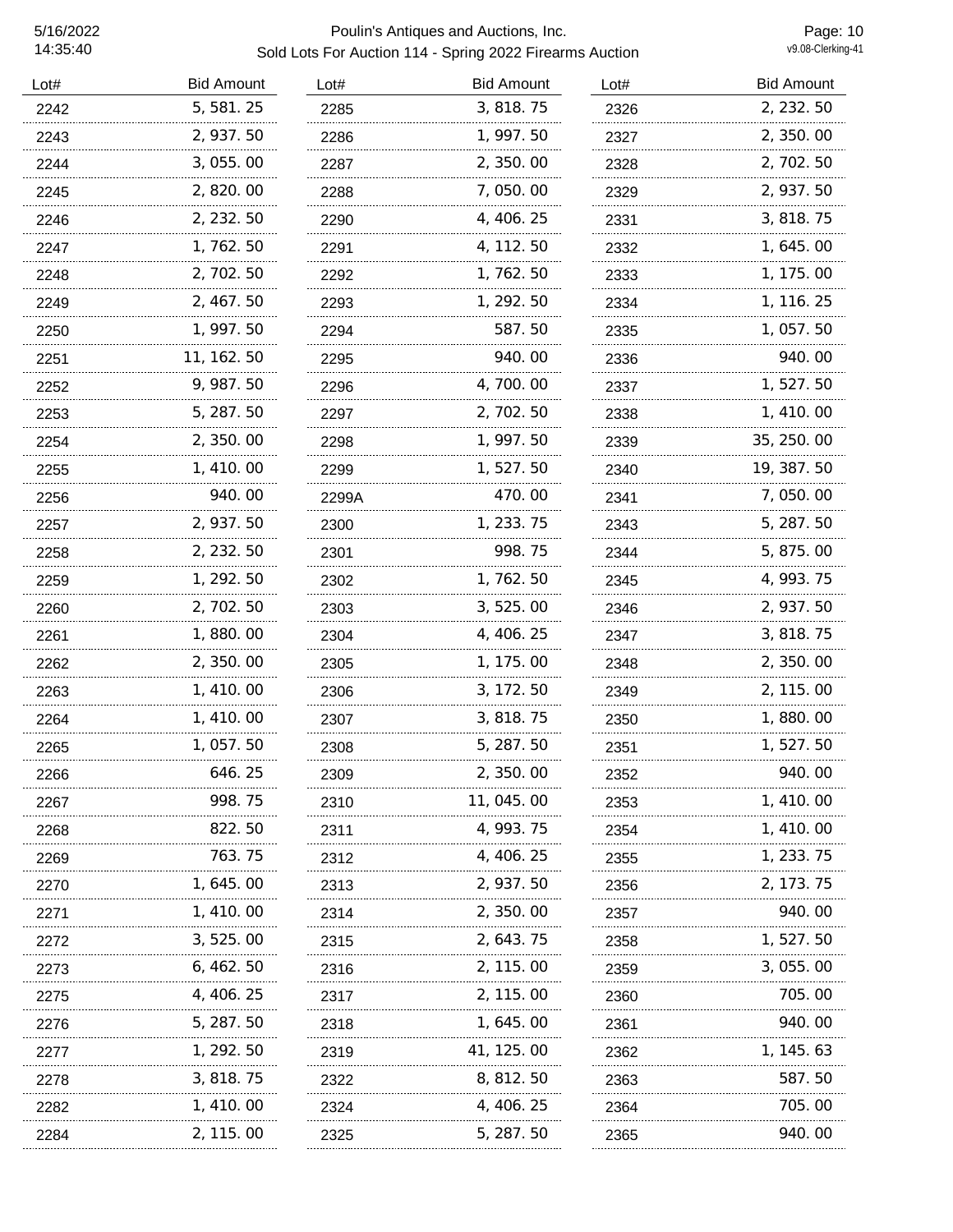Poulin's Antiques and Auctions, Inc.

Sold Lots For Auction 114 - Spring 2022 Firearms Auction

| Lot# | Bid Amount | Lot# | Bid Amount | Lot# | Bid Amount |
|---|---|---|---|---|---|
| 2242 | 5,581.25 | 2285 | 3,818.75 | 2326 | 2,232.50 |
| 2243 | 2,937.50 | 2286 | 1,997.50 | 2327 | 2,350.00 |
| 2244 | 3,055.00 | 2287 | 2,350.00 | 2328 | 2,702.50 |
| 2245 | 2,820.00 | 2288 | 7,050.00 | 2329 | 2,937.50 |
| 2246 | 2,232.50 | 2290 | 4,406.25 | 2331 | 3,818.75 |
| 2247 | 1,762.50 | 2291 | 4,112.50 | 2332 | 1,645.00 |
| 2248 | 2,702.50 | 2292 | 1,762.50 | 2333 | 1,175.00 |
| 2249 | 2,467.50 | 2293 | 1,292.50 | 2334 | 1,116.25 |
| 2250 | 1,997.50 | 2294 | 587.50 | 2335 | 1,057.50 |
| 2251 | 11,162.50 | 2295 | 940.00 | 2336 | 940.00 |
| 2252 | 9,987.50 | 2296 | 4,700.00 | 2337 | 1,527.50 |
| 2253 | 5,287.50 | 2297 | 2,702.50 | 2338 | 1,410.00 |
| 2254 | 2,350.00 | 2298 | 1,997.50 | 2339 | 35,250.00 |
| 2255 | 1,410.00 | 2299 | 1,527.50 | 2340 | 19,387.50 |
| 2256 | 940.00 | 2299A | 470.00 | 2341 | 7,050.00 |
| 2257 | 2,937.50 | 2300 | 1,233.75 | 2343 | 5,287.50 |
| 2258 | 2,232.50 | 2301 | 998.75 | 2344 | 5,875.00 |
| 2259 | 1,292.50 | 2302 | 1,762.50 | 2345 | 4,993.75 |
| 2260 | 2,702.50 | 2303 | 3,525.00 | 2346 | 2,937.50 |
| 2261 | 1,880.00 | 2304 | 4,406.25 | 2347 | 3,818.75 |
| 2262 | 2,350.00 | 2305 | 1,175.00 | 2348 | 2,350.00 |
| 2263 | 1,410.00 | 2306 | 3,172.50 | 2349 | 2,115.00 |
| 2264 | 1,410.00 | 2307 | 3,818.75 | 2350 | 1,880.00 |
| 2265 | 1,057.50 | 2308 | 5,287.50 | 2351 | 1,527.50 |
| 2266 | 646.25 | 2309 | 2,350.00 | 2352 | 940.00 |
| 2267 | 998.75 | 2310 | 11,045.00 | 2353 | 1,410.00 |
| 2268 | 822.50 | 2311 | 4,993.75 | 2354 | 1,410.00 |
| 2269 | 763.75 | 2312 | 4,406.25 | 2355 | 1,233.75 |
| 2270 | 1,645.00 | 2313 | 2,937.50 | 2356 | 2,173.75 |
| 2271 | 1,410.00 | 2314 | 2,350.00 | 2357 | 940.00 |
| 2272 | 3,525.00 | 2315 | 2,643.75 | 2358 | 1,527.50 |
| 2273 | 6,462.50 | 2316 | 2,115.00 | 2359 | 3,055.00 |
| 2275 | 4,406.25 | 2317 | 2,115.00 | 2360 | 705.00 |
| 2276 | 5,287.50 | 2318 | 1,645.00 | 2361 | 940.00 |
| 2277 | 1,292.50 | 2319 | 41,125.00 | 2362 | 1,145.63 |
| 2278 | 3,818.75 | 2322 | 8,812.50 | 2363 | 587.50 |
| 2282 | 1,410.00 | 2324 | 4,406.25 | 2364 | 705.00 |
| 2284 | 2,115.00 | 2325 | 5,287.50 | 2365 | 940.00 |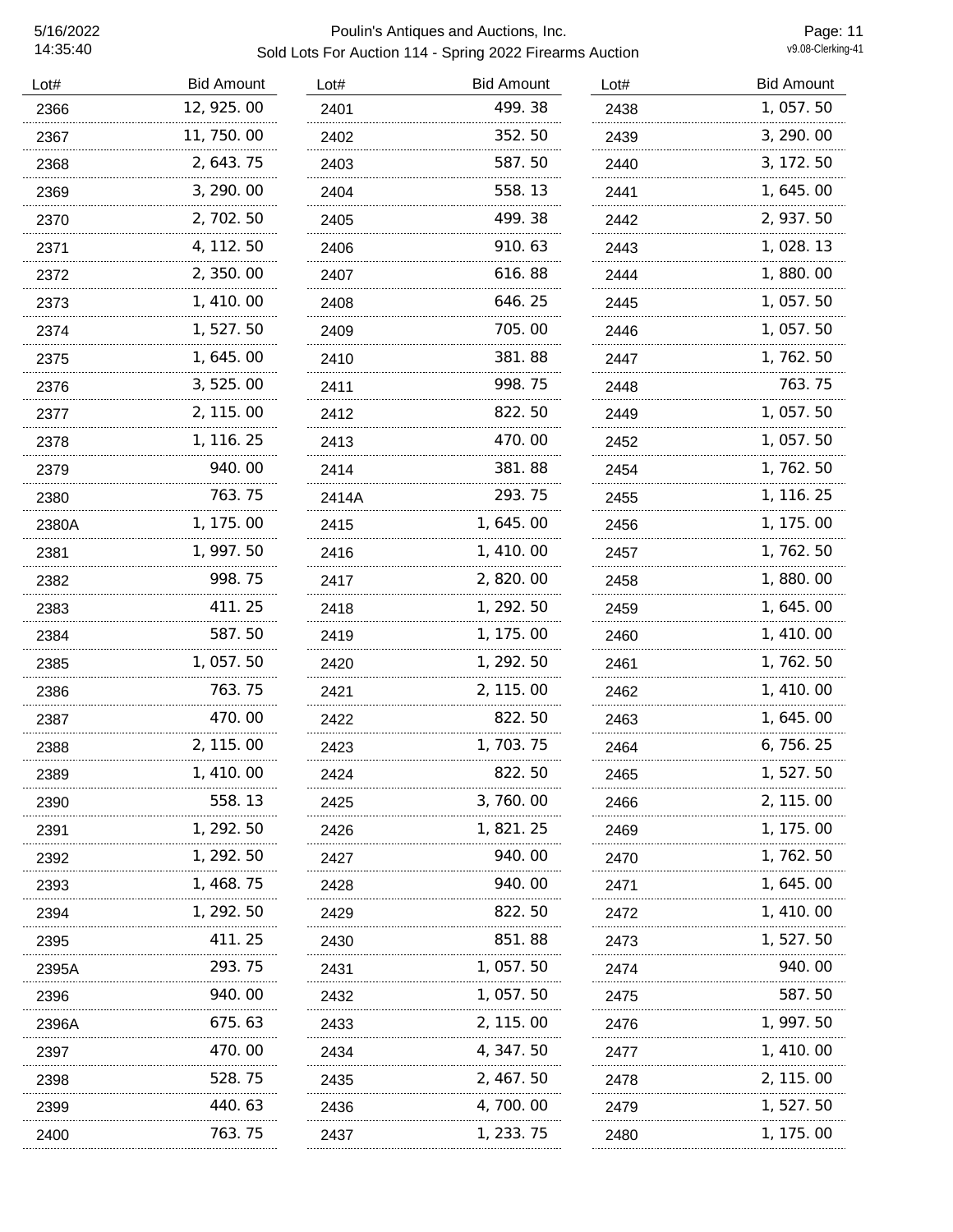Poulin's Antiques and Auctions, Inc.

Sold Lots For Auction 114 - Spring 2022 Firearms Auction

| Lot# | Bid Amount | Lot# | Bid Amount | Lot# | Bid Amount |
|---|---|---|---|---|---|
| 2366 | 12,925.00 | 2401 | 499.38 | 2438 | 1,057.50 |
| 2367 | 11,750.00 | 2402 | 352.50 | 2439 | 3,290.00 |
| 2368 | 2,643.75 | 2403 | 587.50 | 2440 | 3,172.50 |
| 2369 | 3,290.00 | 2404 | 558.13 | 2441 | 1,645.00 |
| 2370 | 2,702.50 | 2405 | 499.38 | 2442 | 2,937.50 |
| 2371 | 4,112.50 | 2406 | 910.63 | 2443 | 1,028.13 |
| 2372 | 2,350.00 | 2407 | 616.88 | 2444 | 1,880.00 |
| 2373 | 1,410.00 | 2408 | 646.25 | 2445 | 1,057.50 |
| 2374 | 1,527.50 | 2409 | 705.00 | 2446 | 1,057.50 |
| 2375 | 1,645.00 | 2410 | 381.88 | 2447 | 1,762.50 |
| 2376 | 3,525.00 | 2411 | 998.75 | 2448 | 763.75 |
| 2377 | 2,115.00 | 2412 | 822.50 | 2449 | 1,057.50 |
| 2378 | 1,116.25 | 2413 | 470.00 | 2452 | 1,057.50 |
| 2379 | 940.00 | 2414 | 381.88 | 2454 | 1,762.50 |
| 2380 | 763.75 | 2414A | 293.75 | 2455 | 1,116.25 |
| 2380A | 1,175.00 | 2415 | 1,645.00 | 2456 | 1,175.00 |
| 2381 | 1,997.50 | 2416 | 1,410.00 | 2457 | 1,762.50 |
| 2382 | 998.75 | 2417 | 2,820.00 | 2458 | 1,880.00 |
| 2383 | 411.25 | 2418 | 1,292.50 | 2459 | 1,645.00 |
| 2384 | 587.50 | 2419 | 1,175.00 | 2460 | 1,410.00 |
| 2385 | 1,057.50 | 2420 | 1,292.50 | 2461 | 1,762.50 |
| 2386 | 763.75 | 2421 | 2,115.00 | 2462 | 1,410.00 |
| 2387 | 470.00 | 2422 | 822.50 | 2463 | 1,645.00 |
| 2388 | 2,115.00 | 2423 | 1,703.75 | 2464 | 6,756.25 |
| 2389 | 1,410.00 | 2424 | 822.50 | 2465 | 1,527.50 |
| 2390 | 558.13 | 2425 | 3,760.00 | 2466 | 2,115.00 |
| 2391 | 1,292.50 | 2426 | 1,821.25 | 2469 | 1,175.00 |
| 2392 | 1,292.50 | 2427 | 940.00 | 2470 | 1,762.50 |
| 2393 | 1,468.75 | 2428 | 940.00 | 2471 | 1,645.00 |
| 2394 | 1,292.50 | 2429 | 822.50 | 2472 | 1,410.00 |
| 2395 | 411.25 | 2430 | 851.88 | 2473 | 1,527.50 |
| 2395A | 293.75 | 2431 | 1,057.50 | 2474 | 940.00 |
| 2396 | 940.00 | 2432 | 1,057.50 | 2475 | 587.50 |
| 2396A | 675.63 | 2433 | 2,115.00 | 2476 | 1,997.50 |
| 2397 | 470.00 | 2434 | 4,347.50 | 2477 | 1,410.00 |
| 2398 | 528.75 | 2435 | 2,467.50 | 2478 | 2,115.00 |
| 2399 | 440.63 | 2436 | 4,700.00 | 2479 | 1,527.50 |
| 2400 | 763.75 | 2437 | 1,233.75 | 2480 | 1,175.00 |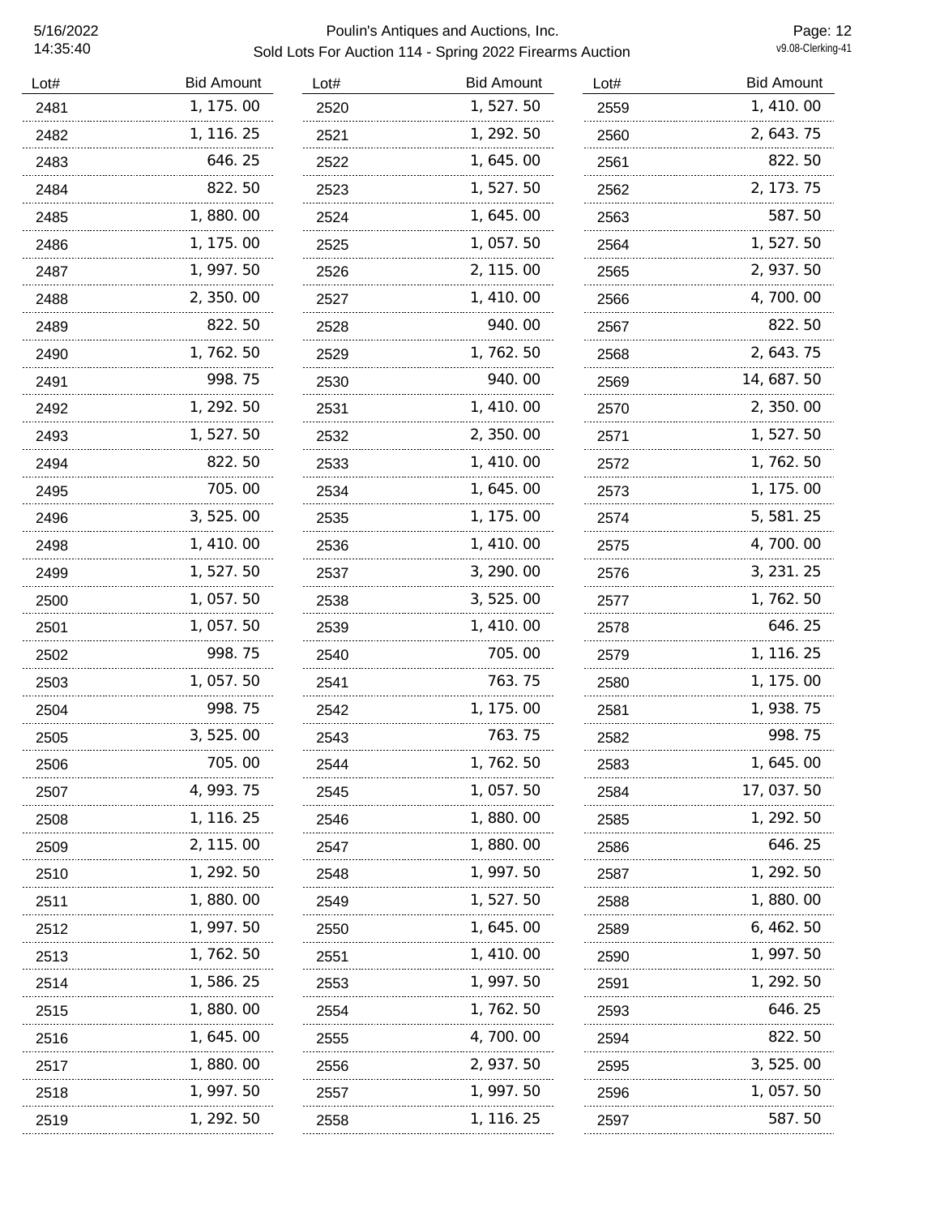| Lot# | Bid Amount | Lot# | Bid Amount | Lot# | Bid Amount |
|---|---|---|---|---|---|
| 2481 | 1, 175. 00 | 2520 | 1, 527. 50 | 2559 | 1, 410. 00 |
| 2482 | 1, 116. 25 | 2521 | 1, 292. 50 | 2560 | 2, 643. 75 |
| 2483 | 646. 25 | 2522 | 1, 645. 00 | 2561 | 822. 50 |
| 2484 | 822. 50 | 2523 | 1, 527. 50 | 2562 | 2, 173. 75 |
| 2485 | 1, 880. 00 | 2524 | 1, 645. 00 | 2563 | 587. 50 |
| 2486 | 1, 175. 00 | 2525 | 1, 057. 50 | 2564 | 1, 527. 50 |
| 2487 | 1, 997. 50 | 2526 | 2, 115. 00 | 2565 | 2, 937. 50 |
| 2488 | 2, 350. 00 | 2527 | 1, 410. 00 | 2566 | 4, 700. 00 |
| 2489 | 822. 50 | 2528 | 940. 00 | 2567 | 822. 50 |
| 2490 | 1, 762. 50 | 2529 | 1, 762. 50 | 2568 | 2, 643. 75 |
| 2491 | 998. 75 | 2530 | 940. 00 | 2569 | 14, 687. 50 |
| 2492 | 1, 292. 50 | 2531 | 1, 410. 00 | 2570 | 2, 350. 00 |
| 2493 | 1, 527. 50 | 2532 | 2, 350. 00 | 2571 | 1, 527. 50 |
| 2494 | 822. 50 | 2533 | 1, 410. 00 | 2572 | 1, 762. 50 |
| 2495 | 705. 00 | 2534 | 1, 645. 00 | 2573 | 1, 175. 00 |
| 2496 | 3, 525. 00 | 2535 | 1, 175. 00 | 2574 | 5, 581. 25 |
| 2498 | 1, 410. 00 | 2536 | 1, 410. 00 | 2575 | 4, 700. 00 |
| 2499 | 1, 527. 50 | 2537 | 3, 290. 00 | 2576 | 3, 231. 25 |
| 2500 | 1, 057. 50 | 2538 | 3, 525. 00 | 2577 | 1, 762. 50 |
| 2501 | 1, 057. 50 | 2539 | 1, 410. 00 | 2578 | 646. 25 |
| 2502 | 998. 75 | 2540 | 705. 00 | 2579 | 1, 116. 25 |
| 2503 | 1, 057. 50 | 2541 | 763. 75 | 2580 | 1, 175. 00 |
| 2504 | 998. 75 | 2542 | 1, 175. 00 | 2581 | 1, 938. 75 |
| 2505 | 3, 525. 00 | 2543 | 763. 75 | 2582 | 998. 75 |
| 2506 | 705. 00 | 2544 | 1, 762. 50 | 2583 | 1, 645. 00 |
| 2507 | 4, 993. 75 | 2545 | 1, 057. 50 | 2584 | 17, 037. 50 |
| 2508 | 1, 116. 25 | 2546 | 1, 880. 00 | 2585 | 1, 292. 50 |
| 2509 | 2, 115. 00 | 2547 | 1, 880. 00 | 2586 | 646. 25 |
| 2510 | 1, 292. 50 | 2548 | 1, 997. 50 | 2587 | 1, 292. 50 |
| 2511 | 1, 880. 00 | 2549 | 1, 527. 50 | 2588 | 1, 880. 00 |
| 2512 | 1, 997. 50 | 2550 | 1, 645. 00 | 2589 | 6, 462. 50 |
| 2513 | 1, 762. 50 | 2551 | 1, 410. 00 | 2590 | 1, 997. 50 |
| 2514 | 1, 586. 25 | 2553 | 1, 997. 50 | 2591 | 1, 292. 50 |
| 2515 | 1, 880. 00 | 2554 | 1, 762. 50 | 2593 | 646. 25 |
| 2516 | 1, 645. 00 | 2555 | 4, 700. 00 | 2594 | 822. 50 |
| 2517 | 1, 880. 00 | 2556 | 2, 937. 50 | 2595 | 3, 525. 00 |
| 2518 | 1, 997. 50 | 2557 | 1, 997. 50 | 2596 | 1, 057. 50 |
| 2519 | 1, 292. 50 | 2558 | 1, 116. 25 | 2597 | 587. 50 |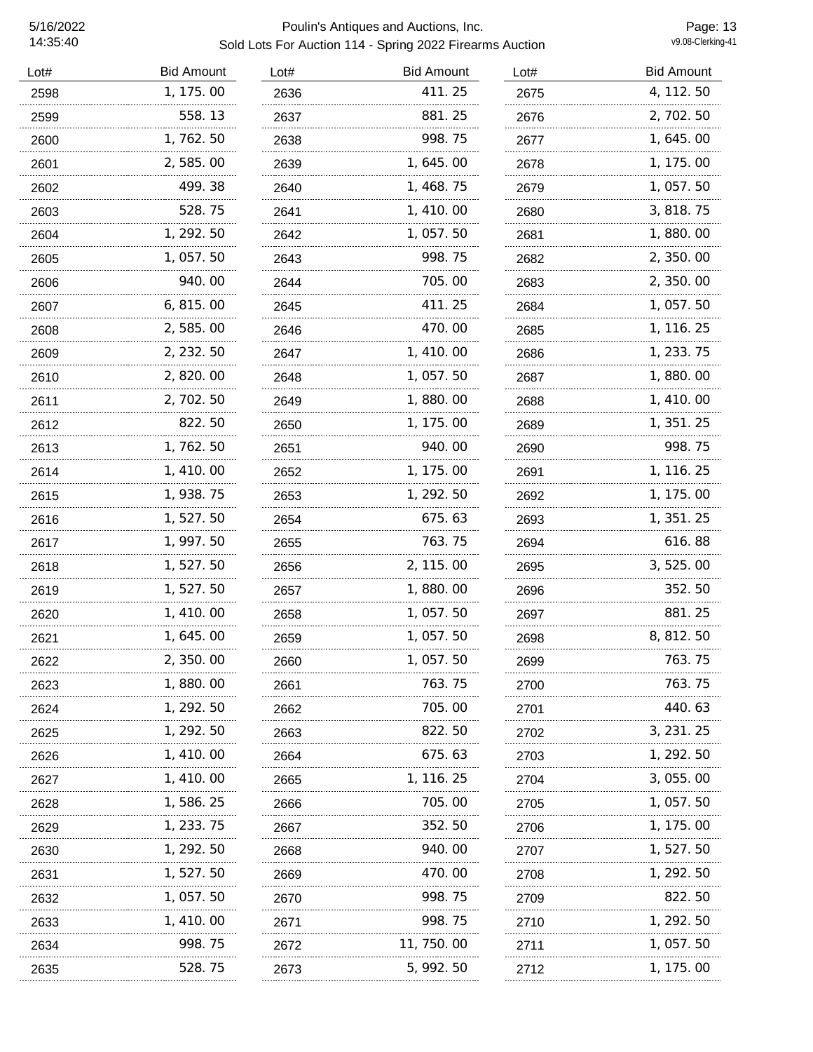| Lot# | Bid Amount | Lot# | Bid Amount | Lot# | Bid Amount |
|---|---|---|---|---|---|
| 2598 | 1, 175. 00 | 2636 | 411. 25 | 2675 | 4, 112. 50 |
| 2599 | 558. 13 | 2637 | 881. 25 | 2676 | 2, 702. 50 |
| 2600 | 1, 762. 50 | 2638 | 998. 75 | 2677 | 1, 645. 00 |
| 2601 | 2, 585. 00 | 2639 | 1, 645. 00 | 2678 | 1, 175. 00 |
| 2602 | 499. 38 | 2640 | 1, 468. 75 | 2679 | 1, 057. 50 |
| 2603 | 528. 75 | 2641 | 1, 410. 00 | 2680 | 3, 818. 75 |
| 2604 | 1, 292. 50 | 2642 | 1, 057. 50 | 2681 | 1, 880. 00 |
| 2605 | 1, 057. 50 | 2643 | 998. 75 | 2682 | 2, 350. 00 |
| 2606 | 940. 00 | 2644 | 705. 00 | 2683 | 2, 350. 00 |
| 2607 | 6, 815. 00 | 2645 | 411. 25 | 2684 | 1, 057. 50 |
| 2608 | 2, 585. 00 | 2646 | 470. 00 | 2685 | 1, 116. 25 |
| 2609 | 2, 232. 50 | 2647 | 1, 410. 00 | 2686 | 1, 233. 75 |
| 2610 | 2, 820. 00 | 2648 | 1, 057. 50 | 2687 | 1, 880. 00 |
| 2611 | 2, 702. 50 | 2649 | 1, 880. 00 | 2688 | 1, 410. 00 |
| 2612 | 822. 50 | 2650 | 1, 175. 00 | 2689 | 1, 351. 25 |
| 2613 | 1, 762. 50 | 2651 | 940. 00 | 2690 | 998. 75 |
| 2614 | 1, 410. 00 | 2652 | 1, 175. 00 | 2691 | 1, 116. 25 |
| 2615 | 1, 938. 75 | 2653 | 1, 292. 50 | 2692 | 1, 175. 00 |
| 2616 | 1, 527. 50 | 2654 | 675. 63 | 2693 | 1, 351. 25 |
| 2617 | 1, 997. 50 | 2655 | 763. 75 | 2694 | 616. 88 |
| 2618 | 1, 527. 50 | 2656 | 2, 115. 00 | 2695 | 3, 525. 00 |
| 2619 | 1, 527. 50 | 2657 | 1, 880. 00 | 2696 | 352. 50 |
| 2620 | 1, 410. 00 | 2658 | 1, 057. 50 | 2697 | 881. 25 |
| 2621 | 1, 645. 00 | 2659 | 1, 057. 50 | 2698 | 8, 812. 50 |
| 2622 | 2, 350. 00 | 2660 | 1, 057. 50 | 2699 | 763. 75 |
| 2623 | 1, 880. 00 | 2661 | 763. 75 | 2700 | 763. 75 |
| 2624 | 1, 292. 50 | 2662 | 705. 00 | 2701 | 440. 63 |
| 2625 | 1, 292. 50 | 2663 | 822. 50 | 2702 | 3, 231. 25 |
| 2626 | 1, 410. 00 | 2664 | 675. 63 | 2703 | 1, 292. 50 |
| 2627 | 1, 410. 00 | 2665 | 1, 116. 25 | 2704 | 3, 055. 00 |
| 2628 | 1, 586. 25 | 2666 | 705. 00 | 2705 | 1, 057. 50 |
| 2629 | 1, 233. 75 | 2667 | 352. 50 | 2706 | 1, 175. 00 |
| 2630 | 1, 292. 50 | 2668 | 940. 00 | 2707 | 1, 527. 50 |
| 2631 | 1, 527. 50 | 2669 | 470. 00 | 2708 | 1, 292. 50 |
| 2632 | 1, 057. 50 | 2670 | 998. 75 | 2709 | 822. 50 |
| 2633 | 1, 410. 00 | 2671 | 998. 75 | 2710 | 1, 292. 50 |
| 2634 | 998. 75 | 2672 | 11, 750. 00 | 2711 | 1, 057. 50 |
| 2635 | 528. 75 | 2673 | 5, 992. 50 | 2712 | 1, 175. 00 |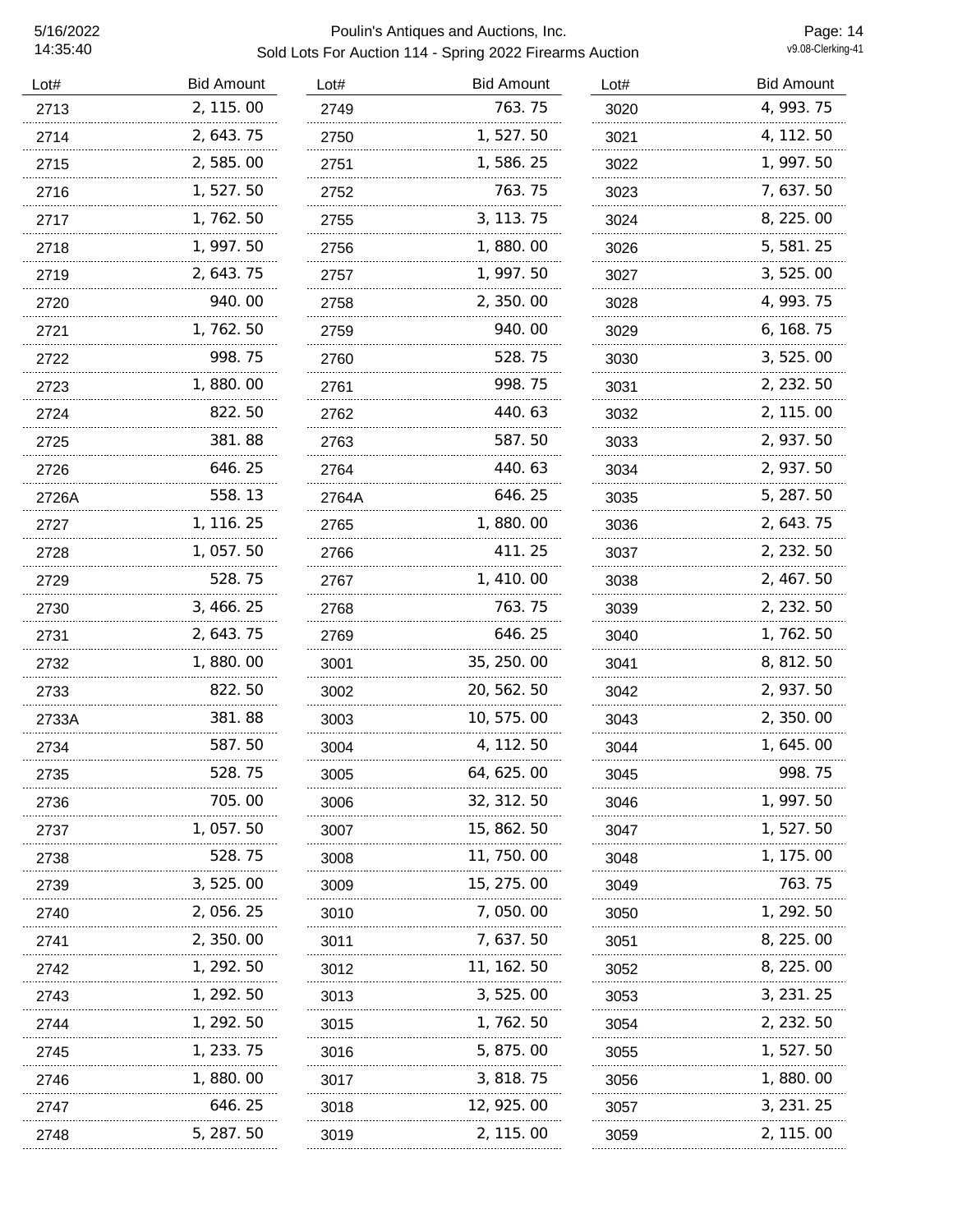| Lot# | Bid Amount |
|---|---|
| 2713 | 2,115.00 |
| 2714 | 2,643.75 |
| 2715 | 2,585.00 |
| 2716 | 1,527.50 |
| 2717 | 1,762.50 |
| 2718 | 1,997.50 |
| 2719 | 2,643.75 |
| 2720 | 940.00 |
| 2721 | 1,762.50 |
| 2722 | 998.75 |
| 2723 | 1,880.00 |
| 2724 | 822.50 |
| 2725 | 381.88 |
| 2726 | 646.25 |
| 2726A | 558.13 |
| 2727 | 1,116.25 |
| 2728 | 1,057.50 |
| 2729 | 528.75 |
| 2730 | 3,466.25 |
| 2731 | 2,643.75 |
| 2732 | 1,880.00 |
| 2733 | 822.50 |
| 2733A | 381.88 |
| 2734 | 587.50 |
| 2735 | 528.75 |
| 2736 | 705.00 |
| 2737 | 1,057.50 |
| 2738 | 528.75 |
| 2739 | 3,525.00 |
| 2740 | 2,056.25 |
| 2741 | 2,350.00 |
| 2742 | 1,292.50 |
| 2743 | 1,292.50 |
| 2744 | 1,292.50 |
| 2745 | 1,233.75 |
| 2746 | 1,880.00 |
| 2747 | 646.25 |
| 2748 | 5,287.50 |
| 2749 | 763.75 |
| 2750 | 1,527.50 |
| 2751 | 1,586.25 |
| 2752 | 763.75 |
| 2755 | 3,113.75 |
| 2756 | 1,880.00 |
| 2757 | 1,997.50 |
| 2758 | 2,350.00 |
| 2759 | 940.00 |
| 2760 | 528.75 |
| 2761 | 998.75 |
| 2762 | 440.63 |
| 2763 | 587.50 |
| 2764 | 440.63 |
| 2764A | 646.25 |
| 2765 | 1,880.00 |
| 2766 | 411.25 |
| 2767 | 1,410.00 |
| 2768 | 763.75 |
| 2769 | 646.25 |
| 3001 | 35,250.00 |
| 3002 | 20,562.50 |
| 3003 | 10,575.00 |
| 3004 | 4,112.50 |
| 3005 | 64,625.00 |
| 3006 | 32,312.50 |
| 3007 | 15,862.50 |
| 3008 | 11,750.00 |
| 3009 | 15,275.00 |
| 3010 | 7,050.00 |
| 3011 | 7,637.50 |
| 3012 | 11,162.50 |
| 3013 | 3,525.00 |
| 3015 | 1,762.50 |
| 3016 | 5,875.00 |
| 3017 | 3,818.75 |
| 3018 | 12,925.00 |
| 3019 | 2,115.00 |
| 3020 | 4,993.75 |
| 3021 | 4,112.50 |
| 3022 | 1,997.50 |
| 3023 | 7,637.50 |
| 3024 | 8,225.00 |
| 3026 | 5,581.25 |
| 3027 | 3,525.00 |
| 3028 | 4,993.75 |
| 3029 | 6,168.75 |
| 3030 | 3,525.00 |
| 3031 | 2,232.50 |
| 3032 | 2,115.00 |
| 3033 | 2,937.50 |
| 3034 | 2,937.50 |
| 3035 | 5,287.50 |
| 3036 | 2,643.75 |
| 3037 | 2,232.50 |
| 3038 | 2,467.50 |
| 3039 | 2,232.50 |
| 3040 | 1,762.50 |
| 3041 | 8,812.50 |
| 3042 | 2,937.50 |
| 3043 | 2,350.00 |
| 3044 | 1,645.00 |
| 3045 | 998.75 |
| 3046 | 1,997.50 |
| 3047 | 1,527.50 |
| 3048 | 1,175.00 |
| 3049 | 763.75 |
| 3050 | 1,292.50 |
| 3051 | 8,225.00 |
| 3052 | 8,225.00 |
| 3053 | 3,231.25 |
| 3054 | 2,232.50 |
| 3055 | 1,527.50 |
| 3056 | 1,880.00 |
| 3057 | 3,231.25 |
| 3059 | 2,115.00 |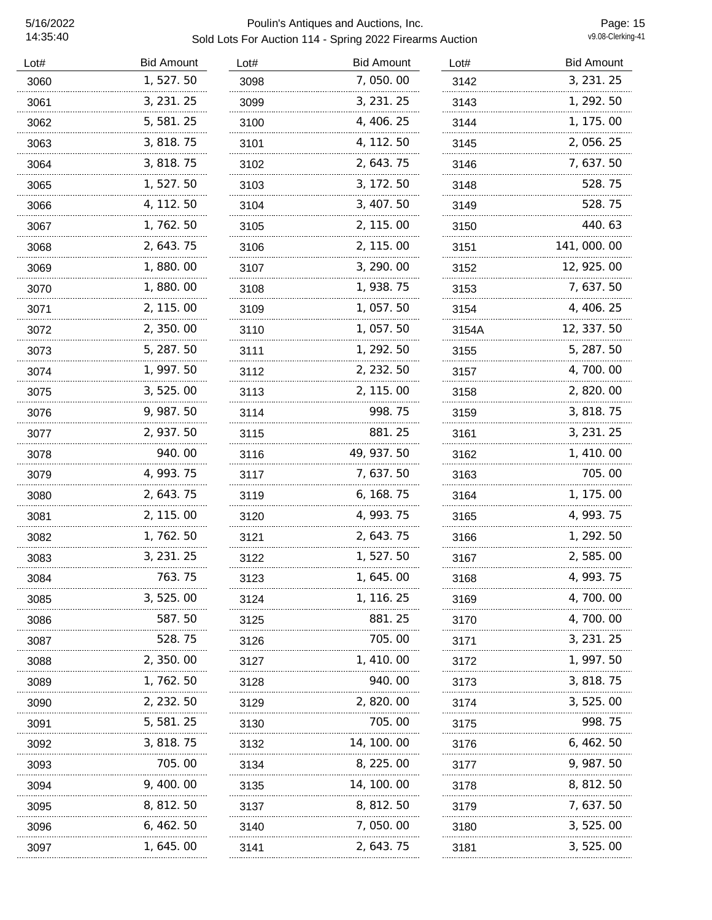Poulin's Antiques and Auctions, Inc.

Sold Lots For Auction 114 - Spring 2022 Firearms Auction

| Lot# | Bid Amount | Lot# | Bid Amount | Lot# | Bid Amount |
| --- | --- | --- | --- | --- | --- |
| 3060 | 1,527.50 | 3098 | 7,050.00 | 3142 | 3,231.25 |
| 3061 | 3,231.25 | 3099 | 3,231.25 | 3143 | 1,292.50 |
| 3062 | 5,581.25 | 3100 | 4,406.25 | 3144 | 1,175.00 |
| 3063 | 3,818.75 | 3101 | 4,112.50 | 3145 | 2,056.25 |
| 3064 | 3,818.75 | 3102 | 2,643.75 | 3146 | 7,637.50 |
| 3065 | 1,527.50 | 3103 | 3,172.50 | 3148 | 528.75 |
| 3066 | 4,112.50 | 3104 | 3,407.50 | 3149 | 528.75 |
| 3067 | 1,762.50 | 3105 | 2,115.00 | 3150 | 440.63 |
| 3068 | 2,643.75 | 3106 | 2,115.00 | 3151 | 141,000.00 |
| 3069 | 1,880.00 | 3107 | 3,290.00 | 3152 | 12,925.00 |
| 3070 | 1,880.00 | 3108 | 1,938.75 | 3153 | 7,637.50 |
| 3071 | 2,115.00 | 3109 | 1,057.50 | 3154 | 4,406.25 |
| 3072 | 2,350.00 | 3110 | 1,057.50 | 3154A | 12,337.50 |
| 3073 | 5,287.50 | 3111 | 1,292.50 | 3155 | 5,287.50 |
| 3074 | 1,997.50 | 3112 | 2,232.50 | 3157 | 4,700.00 |
| 3075 | 3,525.00 | 3113 | 2,115.00 | 3158 | 2,820.00 |
| 3076 | 9,987.50 | 3114 | 998.75 | 3159 | 3,818.75 |
| 3077 | 2,937.50 | 3115 | 881.25 | 3161 | 3,231.25 |
| 3078 | 940.00 | 3116 | 49,937.50 | 3162 | 1,410.00 |
| 3079 | 4,993.75 | 3117 | 7,637.50 | 3163 | 705.00 |
| 3080 | 2,643.75 | 3119 | 6,168.75 | 3164 | 1,175.00 |
| 3081 | 2,115.00 | 3120 | 4,993.75 | 3165 | 4,993.75 |
| 3082 | 1,762.50 | 3121 | 2,643.75 | 3166 | 1,292.50 |
| 3083 | 3,231.25 | 3122 | 1,527.50 | 3167 | 2,585.00 |
| 3084 | 763.75 | 3123 | 1,645.00 | 3168 | 4,993.75 |
| 3085 | 3,525.00 | 3124 | 1,116.25 | 3169 | 4,700.00 |
| 3086 | 587.50 | 3125 | 881.25 | 3170 | 4,700.00 |
| 3087 | 528.75 | 3126 | 705.00 | 3171 | 3,231.25 |
| 3088 | 2,350.00 | 3127 | 1,410.00 | 3172 | 1,997.50 |
| 3089 | 1,762.50 | 3128 | 940.00 | 3173 | 3,818.75 |
| 3090 | 2,232.50 | 3129 | 2,820.00 | 3174 | 3,525.00 |
| 3091 | 5,581.25 | 3130 | 705.00 | 3175 | 998.75 |
| 3092 | 3,818.75 | 3132 | 14,100.00 | 3176 | 6,462.50 |
| 3093 | 705.00 | 3134 | 8,225.00 | 3177 | 9,987.50 |
| 3094 | 9,400.00 | 3135 | 14,100.00 | 3178 | 8,812.50 |
| 3095 | 8,812.50 | 3137 | 8,812.50 | 3179 | 7,637.50 |
| 3096 | 6,462.50 | 3140 | 7,050.00 | 3180 | 3,525.00 |
| 3097 | 1,645.00 | 3141 | 2,643.75 | 3181 | 3,525.00 |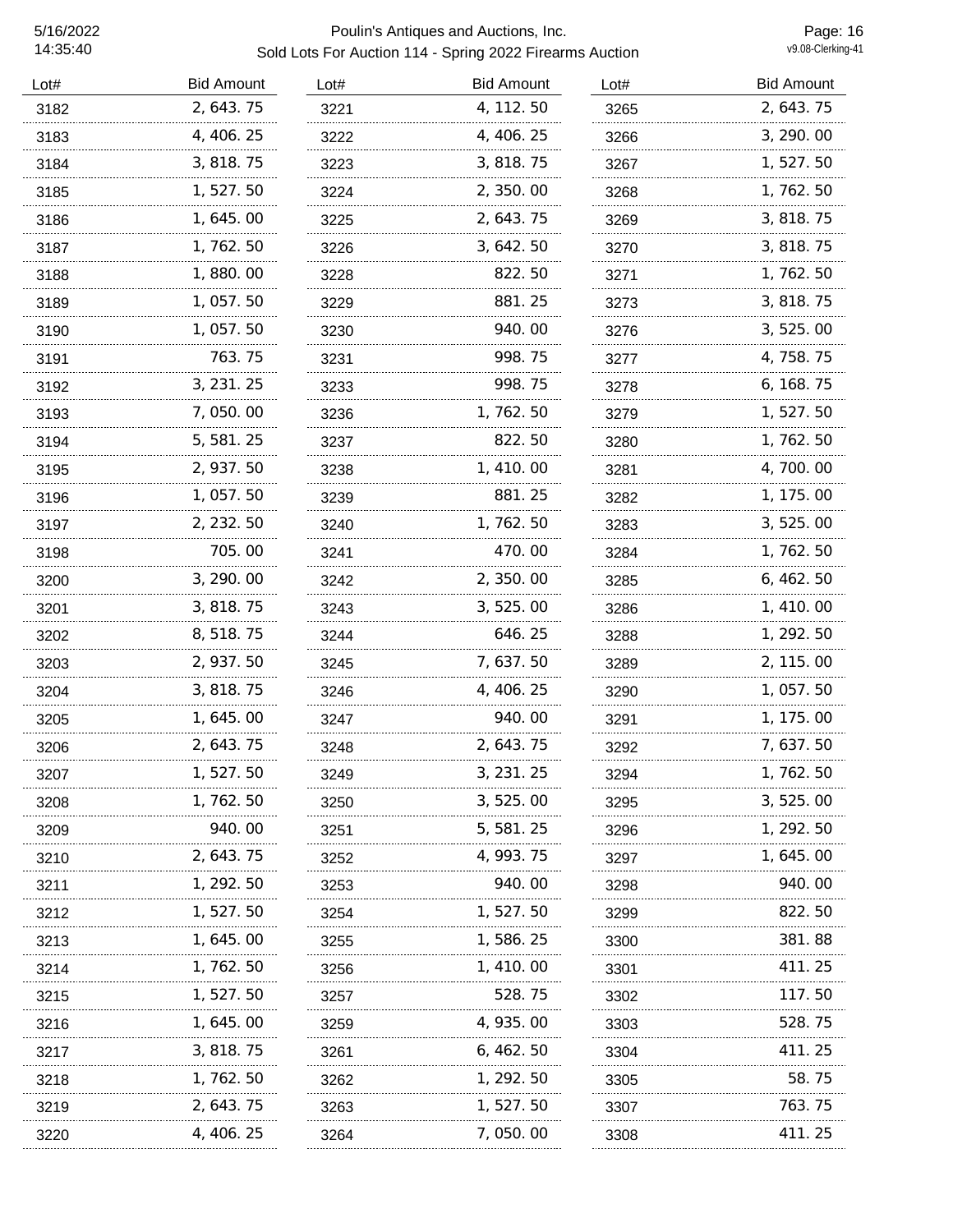| Lot# | Bid Amount | Lot# | Bid Amount | Lot# | Bid Amount |
|---|---|---|---|---|---|
| 3182 | 2, 643. 75 | 3221 | 4, 112. 50 | 3265 | 2, 643. 75 |
| 3183 | 4, 406. 25 | 3222 | 4, 406. 25 | 3266 | 3, 290. 00 |
| 3184 | 3, 818. 75 | 3223 | 3, 818. 75 | 3267 | 1, 527. 50 |
| 3185 | 1, 527. 50 | 3224 | 2, 350. 00 | 3268 | 1, 762. 50 |
| 3186 | 1, 645. 00 | 3225 | 2, 643. 75 | 3269 | 3, 818. 75 |
| 3187 | 1, 762. 50 | 3226 | 3, 642. 50 | 3270 | 3, 818. 75 |
| 3188 | 1, 880. 00 | 3228 | 822. 50 | 3271 | 1, 762. 50 |
| 3189 | 1, 057. 50 | 3229 | 881. 25 | 3273 | 3, 818. 75 |
| 3190 | 1, 057. 50 | 3230 | 940. 00 | 3276 | 3, 525. 00 |
| 3191 | 763. 75 | 3231 | 998. 75 | 3277 | 4, 758. 75 |
| 3192 | 3, 231. 25 | 3233 | 998. 75 | 3278 | 6, 168. 75 |
| 3193 | 7, 050. 00 | 3236 | 1, 762. 50 | 3279 | 1, 527. 50 |
| 3194 | 5, 581. 25 | 3237 | 822. 50 | 3280 | 1, 762. 50 |
| 3195 | 2, 937. 50 | 3238 | 1, 410. 00 | 3281 | 4, 700. 00 |
| 3196 | 1, 057. 50 | 3239 | 881. 25 | 3282 | 1, 175. 00 |
| 3197 | 2, 232. 50 | 3240 | 1, 762. 50 | 3283 | 3, 525. 00 |
| 3198 | 705. 00 | 3241 | 470. 00 | 3284 | 1, 762. 50 |
| 3200 | 3, 290. 00 | 3242 | 2, 350. 00 | 3285 | 6, 462. 50 |
| 3201 | 3, 818. 75 | 3243 | 3, 525. 00 | 3286 | 1, 410. 00 |
| 3202 | 8, 518. 75 | 3244 | 646. 25 | 3288 | 1, 292. 50 |
| 3203 | 2, 937. 50 | 3245 | 7, 637. 50 | 3289 | 2, 115. 00 |
| 3204 | 3, 818. 75 | 3246 | 4, 406. 25 | 3290 | 1, 057. 50 |
| 3205 | 1, 645. 00 | 3247 | 940. 00 | 3291 | 1, 175. 00 |
| 3206 | 2, 643. 75 | 3248 | 2, 643. 75 | 3292 | 7, 637. 50 |
| 3207 | 1, 527. 50 | 3249 | 3, 231. 25 | 3294 | 1, 762. 50 |
| 3208 | 1, 762. 50 | 3250 | 3, 525. 00 | 3295 | 3, 525. 00 |
| 3209 | 940. 00 | 3251 | 5, 581. 25 | 3296 | 1, 292. 50 |
| 3210 | 2, 643. 75 | 3252 | 4, 993. 75 | 3297 | 1, 645. 00 |
| 3211 | 1, 292. 50 | 3253 | 940. 00 | 3298 | 940. 00 |
| 3212 | 1, 527. 50 | 3254 | 1, 527. 50 | 3299 | 822. 50 |
| 3213 | 1, 645. 00 | 3255 | 1, 586. 25 | 3300 | 381. 88 |
| 3214 | 1, 762. 50 | 3256 | 1, 410. 00 | 3301 | 411. 25 |
| 3215 | 1, 527. 50 | 3257 | 528. 75 | 3302 | 117. 50 |
| 3216 | 1, 645. 00 | 3259 | 4, 935. 00 | 3303 | 528. 75 |
| 3217 | 3, 818. 75 | 3261 | 6, 462. 50 | 3304 | 411. 25 |
| 3218 | 1, 762. 50 | 3262 | 1, 292. 50 | 3305 | 58. 75 |
| 3219 | 2, 643. 75 | 3263 | 1, 527. 50 | 3307 | 763. 75 |
| 3220 | 4, 406. 25 | 3264 | 7, 050. 00 | 3308 | 411. 25 |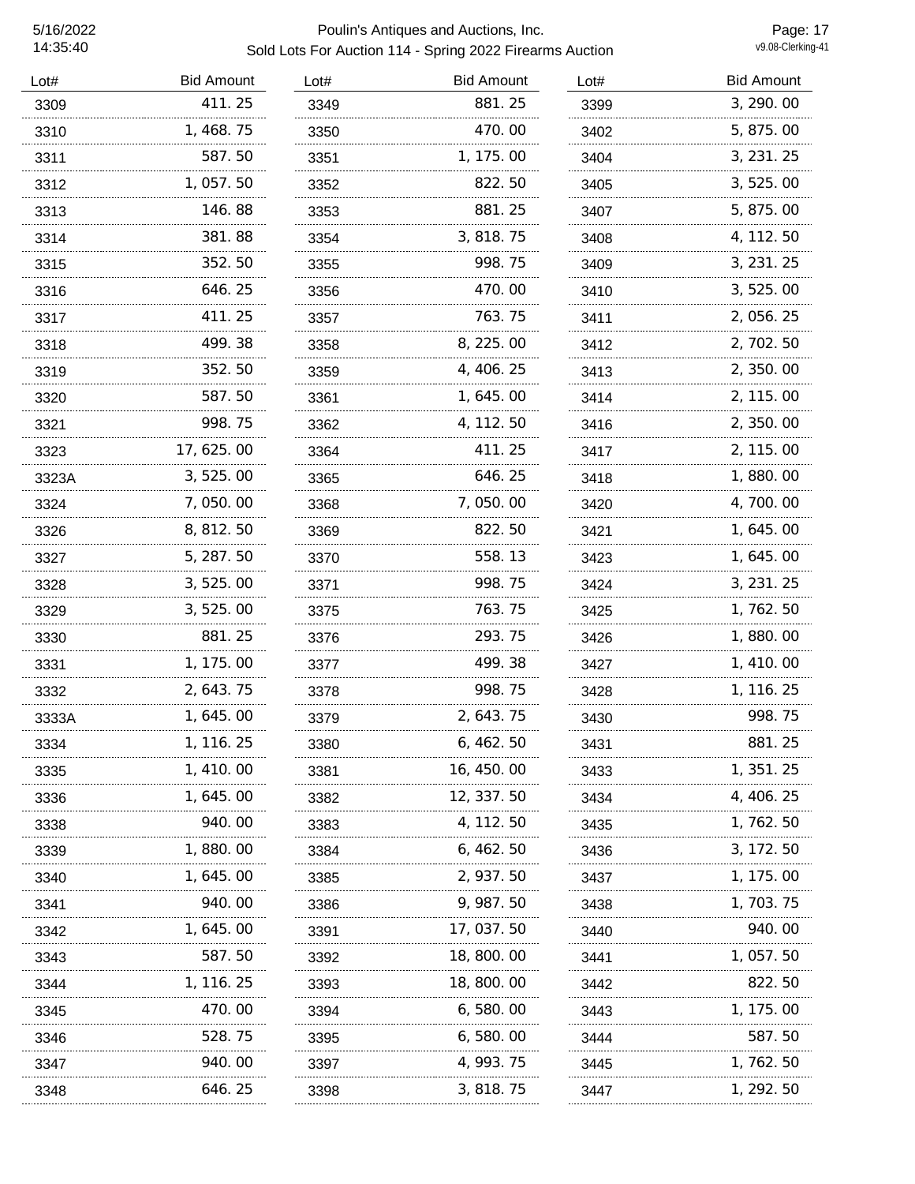Poulin's Antiques and Auctions, Inc.
Sold Lots For Auction 114 - Spring 2022 Firearms Auction

| Lot# | Bid Amount |
|---|---|
| 3309 | 411.25 |
| 3310 | 1,468.75 |
| 3311 | 587.50 |
| 3312 | 1,057.50 |
| 3313 | 146.88 |
| 3314 | 381.88 |
| 3315 | 352.50 |
| 3316 | 646.25 |
| 3317 | 411.25 |
| 3318 | 499.38 |
| 3319 | 352.50 |
| 3320 | 587.50 |
| 3321 | 998.75 |
| 3323 | 17,625.00 |
| 3323A | 3,525.00 |
| 3324 | 7,050.00 |
| 3326 | 8,812.50 |
| 3327 | 5,287.50 |
| 3328 | 3,525.00 |
| 3329 | 3,525.00 |
| 3330 | 881.25 |
| 3331 | 1,175.00 |
| 3332 | 2,643.75 |
| 3333A | 1,645.00 |
| 3334 | 1,116.25 |
| 3335 | 1,410.00 |
| 3336 | 1,645.00 |
| 3338 | 940.00 |
| 3339 | 1,880.00 |
| 3340 | 1,645.00 |
| 3341 | 940.00 |
| 3342 | 1,645.00 |
| 3343 | 587.50 |
| 3344 | 1,116.25 |
| 3345 | 470.00 |
| 3346 | 528.75 |
| 3347 | 940.00 |
| 3348 | 646.25 |
| 3349 | 881.25 |
| 3350 | 470.00 |
| 3351 | 1,175.00 |
| 3352 | 822.50 |
| 3353 | 881.25 |
| 3354 | 3,818.75 |
| 3355 | 998.75 |
| 3356 | 470.00 |
| 3357 | 763.75 |
| 3358 | 8,225.00 |
| 3359 | 4,406.25 |
| 3361 | 1,645.00 |
| 3362 | 4,112.50 |
| 3364 | 411.25 |
| 3365 | 646.25 |
| 3368 | 7,050.00 |
| 3369 | 822.50 |
| 3370 | 558.13 |
| 3371 | 998.75 |
| 3375 | 763.75 |
| 3376 | 293.75 |
| 3377 | 499.38 |
| 3378 | 998.75 |
| 3379 | 2,643.75 |
| 3380 | 6,462.50 |
| 3381 | 16,450.00 |
| 3382 | 12,337.50 |
| 3383 | 4,112.50 |
| 3384 | 6,462.50 |
| 3385 | 2,937.50 |
| 3386 | 9,987.50 |
| 3391 | 17,037.50 |
| 3392 | 18,800.00 |
| 3393 | 18,800.00 |
| 3394 | 6,580.00 |
| 3395 | 6,580.00 |
| 3397 | 4,993.75 |
| 3398 | 3,818.75 |
| 3399 | 3,290.00 |
| 3402 | 5,875.00 |
| 3404 | 3,231.25 |
| 3405 | 3,525.00 |
| 3407 | 5,875.00 |
| 3408 | 4,112.50 |
| 3409 | 3,231.25 |
| 3410 | 3,525.00 |
| 3411 | 2,056.25 |
| 3412 | 2,702.50 |
| 3413 | 2,350.00 |
| 3414 | 2,115.00 |
| 3416 | 2,350.00 |
| 3417 | 2,115.00 |
| 3418 | 1,880.00 |
| 3420 | 4,700.00 |
| 3421 | 1,645.00 |
| 3423 | 1,645.00 |
| 3424 | 3,231.25 |
| 3425 | 1,762.50 |
| 3426 | 1,880.00 |
| 3427 | 1,410.00 |
| 3428 | 1,116.25 |
| 3430 | 998.75 |
| 3431 | 881.25 |
| 3433 | 1,351.25 |
| 3434 | 4,406.25 |
| 3435 | 1,762.50 |
| 3436 | 3,172.50 |
| 3437 | 1,175.00 |
| 3438 | 1,703.75 |
| 3440 | 940.00 |
| 3441 | 1,057.50 |
| 3442 | 822.50 |
| 3443 | 1,175.00 |
| 3444 | 587.50 |
| 3445 | 1,762.50 |
| 3447 | 1,292.50 |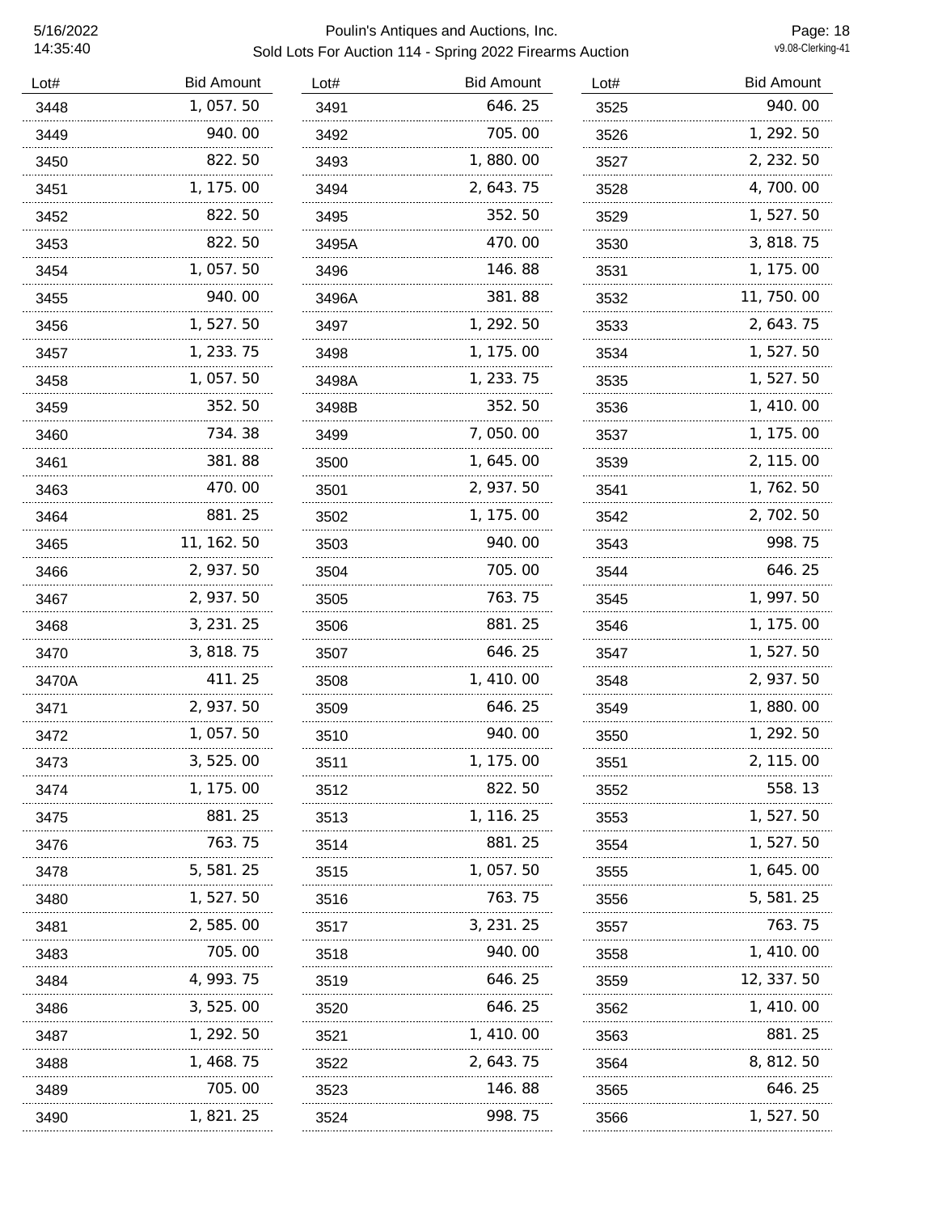| Lot# | Bid Amount |
|---|---|
| 3448 | 1, 057. 50 |
| 3449 | 940. 00 |
| 3450 | 822. 50 |
| 3451 | 1, 175. 00 |
| 3452 | 822. 50 |
| 3453 | 822. 50 |
| 3454 | 1, 057. 50 |
| 3455 | 940. 00 |
| 3456 | 1, 527. 50 |
| 3457 | 1, 233. 75 |
| 3458 | 1, 057. 50 |
| 3459 | 352. 50 |
| 3460 | 734. 38 |
| 3461 | 381. 88 |
| 3463 | 470. 00 |
| 3464 | 881. 25 |
| 3465 | 11, 162. 50 |
| 3466 | 2, 937. 50 |
| 3467 | 2, 937. 50 |
| 3468 | 3, 231. 25 |
| 3470 | 3, 818. 75 |
| 3470A | 411. 25 |
| 3471 | 2, 937. 50 |
| 3472 | 1, 057. 50 |
| 3473 | 3, 525. 00 |
| 3474 | 1, 175. 00 |
| 3475 | 881. 25 |
| 3476 | 763. 75 |
| 3478 | 5, 581. 25 |
| 3480 | 1, 527. 50 |
| 3481 | 2, 585. 00 |
| 3483 | 705. 00 |
| 3484 | 4, 993. 75 |
| 3486 | 3, 525. 00 |
| 3487 | 1, 292. 50 |
| 3488 | 1, 468. 75 |
| 3489 | 705. 00 |
| 3490 | 1, 821. 25 |
| 3491 | 646. 25 |
| 3492 | 705. 00 |
| 3493 | 1, 880. 00 |
| 3494 | 2, 643. 75 |
| 3495 | 352. 50 |
| 3495A | 470. 00 |
| 3496 | 146. 88 |
| 3496A | 381. 88 |
| 3497 | 1, 292. 50 |
| 3498 | 1, 175. 00 |
| 3498A | 1, 233. 75 |
| 3498B | 352. 50 |
| 3499 | 7, 050. 00 |
| 3500 | 1, 645. 00 |
| 3501 | 2, 937. 50 |
| 3502 | 1, 175. 00 |
| 3503 | 940. 00 |
| 3504 | 705. 00 |
| 3505 | 763. 75 |
| 3506 | 881. 25 |
| 3507 | 646. 25 |
| 3508 | 1, 410. 00 |
| 3509 | 646. 25 |
| 3510 | 940. 00 |
| 3511 | 1, 175. 00 |
| 3512 | 822. 50 |
| 3513 | 1, 116. 25 |
| 3514 | 881. 25 |
| 3515 | 1, 057. 50 |
| 3516 | 763. 75 |
| 3517 | 3, 231. 25 |
| 3518 | 940. 00 |
| 3519 | 646. 25 |
| 3520 | 646. 25 |
| 3521 | 1, 410. 00 |
| 3522 | 2, 643. 75 |
| 3523 | 146. 88 |
| 3524 | 998. 75 |
| 3525 | 940. 00 |
| 3526 | 1, 292. 50 |
| 3527 | 2, 232. 50 |
| 3528 | 4, 700. 00 |
| 3529 | 1, 527. 50 |
| 3530 | 3, 818. 75 |
| 3531 | 1, 175. 00 |
| 3532 | 11, 750. 00 |
| 3533 | 2, 643. 75 |
| 3534 | 1, 527. 50 |
| 3535 | 1, 527. 50 |
| 3536 | 1, 410. 00 |
| 3537 | 1, 175. 00 |
| 3539 | 2, 115. 00 |
| 3541 | 1, 762. 50 |
| 3542 | 2, 702. 50 |
| 3543 | 998. 75 |
| 3544 | 646. 25 |
| 3545 | 1, 997. 50 |
| 3546 | 1, 175. 00 |
| 3547 | 1, 527. 50 |
| 3548 | 2, 937. 50 |
| 3549 | 1, 880. 00 |
| 3550 | 1, 292. 50 |
| 3551 | 2, 115. 00 |
| 3552 | 558. 13 |
| 3553 | 1, 527. 50 |
| 3554 | 1, 527. 50 |
| 3555 | 1, 645. 00 |
| 3556 | 5, 581. 25 |
| 3557 | 763. 75 |
| 3558 | 1, 410. 00 |
| 3559 | 12, 337. 50 |
| 3562 | 1, 410. 00 |
| 3563 | 881. 25 |
| 3564 | 8, 812. 50 |
| 3565 | 646. 25 |
| 3566 | 1, 527. 50 |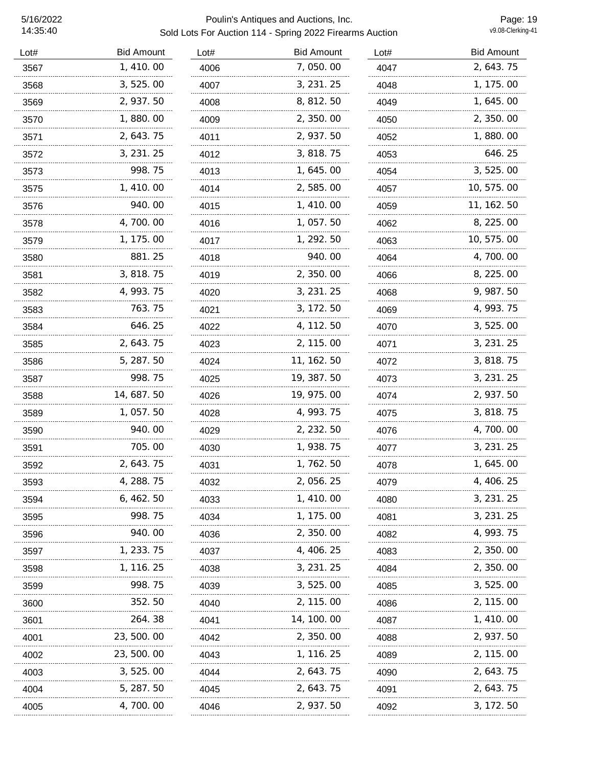| Lot# | Bid Amount | Lot# | Bid Amount | Lot# | Bid Amount |
|---|---|---|---|---|---|
| 3567 | 1,410.00 | 4006 | 7,050.00 | 4047 | 2,643.75 |
| 3568 | 3,525.00 | 4007 | 3,231.25 | 4048 | 1,175.00 |
| 3569 | 2,937.50 | 4008 | 8,812.50 | 4049 | 1,645.00 |
| 3570 | 1,880.00 | 4009 | 2,350.00 | 4050 | 2,350.00 |
| 3571 | 2,643.75 | 4011 | 2,937.50 | 4052 | 1,880.00 |
| 3572 | 3,231.25 | 4012 | 3,818.75 | 4053 | 646.25 |
| 3573 | 998.75 | 4013 | 1,645.00 | 4054 | 3,525.00 |
| 3575 | 1,410.00 | 4014 | 2,585.00 | 4057 | 10,575.00 |
| 3576 | 940.00 | 4015 | 1,410.00 | 4059 | 11,162.50 |
| 3578 | 4,700.00 | 4016 | 1,057.50 | 4062 | 8,225.00 |
| 3579 | 1,175.00 | 4017 | 1,292.50 | 4063 | 10,575.00 |
| 3580 | 881.25 | 4018 | 940.00 | 4064 | 4,700.00 |
| 3581 | 3,818.75 | 4019 | 2,350.00 | 4066 | 8,225.00 |
| 3582 | 4,993.75 | 4020 | 3,231.25 | 4068 | 9,987.50 |
| 3583 | 763.75 | 4021 | 3,172.50 | 4069 | 4,993.75 |
| 3584 | 646.25 | 4022 | 4,112.50 | 4070 | 3,525.00 |
| 3585 | 2,643.75 | 4023 | 2,115.00 | 4071 | 3,231.25 |
| 3586 | 5,287.50 | 4024 | 11,162.50 | 4072 | 3,818.75 |
| 3587 | 998.75 | 4025 | 19,387.50 | 4073 | 3,231.25 |
| 3588 | 14,687.50 | 4026 | 19,975.00 | 4074 | 2,937.50 |
| 3589 | 1,057.50 | 4028 | 4,993.75 | 4075 | 3,818.75 |
| 3590 | 940.00 | 4029 | 2,232.50 | 4076 | 4,700.00 |
| 3591 | 705.00 | 4030 | 1,938.75 | 4077 | 3,231.25 |
| 3592 | 2,643.75 | 4031 | 1,762.50 | 4078 | 1,645.00 |
| 3593 | 4,288.75 | 4032 | 2,056.25 | 4079 | 4,406.25 |
| 3594 | 6,462.50 | 4033 | 1,410.00 | 4080 | 3,231.25 |
| 3595 | 998.75 | 4034 | 1,175.00 | 4081 | 3,231.25 |
| 3596 | 940.00 | 4036 | 2,350.00 | 4082 | 4,993.75 |
| 3597 | 1,233.75 | 4037 | 4,406.25 | 4083 | 2,350.00 |
| 3598 | 1,116.25 | 4038 | 3,231.25 | 4084 | 2,350.00 |
| 3599 | 998.75 | 4039 | 3,525.00 | 4085 | 3,525.00 |
| 3600 | 352.50 | 4040 | 2,115.00 | 4086 | 2,115.00 |
| 3601 | 264.38 | 4041 | 14,100.00 | 4087 | 1,410.00 |
| 4001 | 23,500.00 | 4042 | 2,350.00 | 4088 | 2,937.50 |
| 4002 | 23,500.00 | 4043 | 1,116.25 | 4089 | 2,115.00 |
| 4003 | 3,525.00 | 4044 | 2,643.75 | 4090 | 2,643.75 |
| 4004 | 5,287.50 | 4045 | 2,643.75 | 4091 | 2,643.75 |
| 4005 | 4,700.00 | 4046 | 2,937.50 | 4092 | 3,172.50 |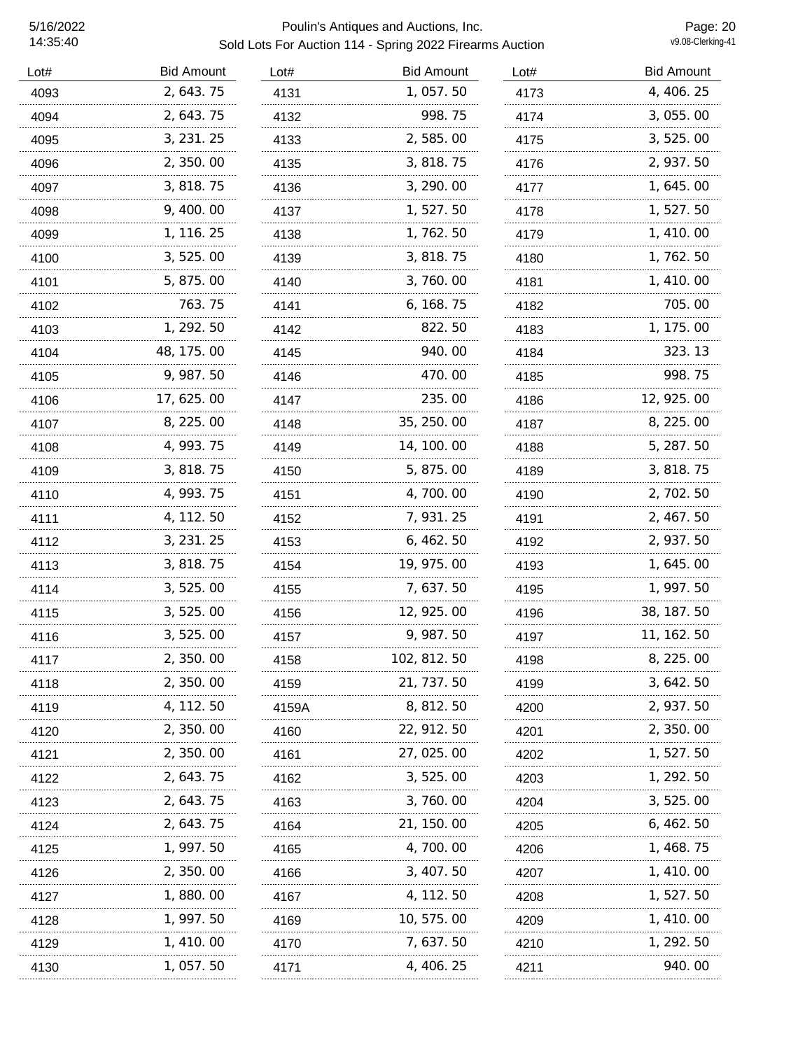| Lot# | Bid Amount | Lot# | Bid Amount | Lot# | Bid Amount |
|---|---|---|---|---|---|
| 4093 | 2,643.75 | 4131 | 1,057.50 | 4173 | 4,406.25 |
| 4094 | 2,643.75 | 4132 | 998.75 | 4174 | 3,055.00 |
| 4095 | 3,231.25 | 4133 | 2,585.00 | 4175 | 3,525.00 |
| 4096 | 2,350.00 | 4135 | 3,818.75 | 4176 | 2,937.50 |
| 4097 | 3,818.75 | 4136 | 3,290.00 | 4177 | 1,645.00 |
| 4098 | 9,400.00 | 4137 | 1,527.50 | 4178 | 1,527.50 |
| 4099 | 1,116.25 | 4138 | 1,762.50 | 4179 | 1,410.00 |
| 4100 | 3,525.00 | 4139 | 3,818.75 | 4180 | 1,762.50 |
| 4101 | 5,875.00 | 4140 | 3,760.00 | 4181 | 1,410.00 |
| 4102 | 763.75 | 4141 | 6,168.75 | 4182 | 705.00 |
| 4103 | 1,292.50 | 4142 | 822.50 | 4183 | 1,175.00 |
| 4104 | 48,175.00 | 4145 | 940.00 | 4184 | 323.13 |
| 4105 | 9,987.50 | 4146 | 470.00 | 4185 | 998.75 |
| 4106 | 17,625.00 | 4147 | 235.00 | 4186 | 12,925.00 |
| 4107 | 8,225.00 | 4148 | 35,250.00 | 4187 | 8,225.00 |
| 4108 | 4,993.75 | 4149 | 14,100.00 | 4188 | 5,287.50 |
| 4109 | 3,818.75 | 4150 | 5,875.00 | 4189 | 3,818.75 |
| 4110 | 4,993.75 | 4151 | 4,700.00 | 4190 | 2,702.50 |
| 4111 | 4,112.50 | 4152 | 7,931.25 | 4191 | 2,467.50 |
| 4112 | 3,231.25 | 4153 | 6,462.50 | 4192 | 2,937.50 |
| 4113 | 3,818.75 | 4154 | 19,975.00 | 4193 | 1,645.00 |
| 4114 | 3,525.00 | 4155 | 7,637.50 | 4195 | 1,997.50 |
| 4115 | 3,525.00 | 4156 | 12,925.00 | 4196 | 38,187.50 |
| 4116 | 3,525.00 | 4157 | 9,987.50 | 4197 | 11,162.50 |
| 4117 | 2,350.00 | 4158 | 102,812.50 | 4198 | 8,225.00 |
| 4118 | 2,350.00 | 4159 | 21,737.50 | 4199 | 3,642.50 |
| 4119 | 4,112.50 | 4159A | 8,812.50 | 4200 | 2,937.50 |
| 4120 | 2,350.00 | 4160 | 22,912.50 | 4201 | 2,350.00 |
| 4121 | 2,350.00 | 4161 | 27,025.00 | 4202 | 1,527.50 |
| 4122 | 2,643.75 | 4162 | 3,525.00 | 4203 | 1,292.50 |
| 4123 | 2,643.75 | 4163 | 3,760.00 | 4204 | 3,525.00 |
| 4124 | 2,643.75 | 4164 | 21,150.00 | 4205 | 6,462.50 |
| 4125 | 1,997.50 | 4165 | 4,700.00 | 4206 | 1,468.75 |
| 4126 | 2,350.00 | 4166 | 3,407.50 | 4207 | 1,410.00 |
| 4127 | 1,880.00 | 4167 | 4,112.50 | 4208 | 1,527.50 |
| 4128 | 1,997.50 | 4169 | 10,575.00 | 4209 | 1,410.00 |
| 4129 | 1,410.00 | 4170 | 7,637.50 | 4210 | 1,292.50 |
| 4130 | 1,057.50 | 4171 | 4,406.25 | 4211 | 940.00 |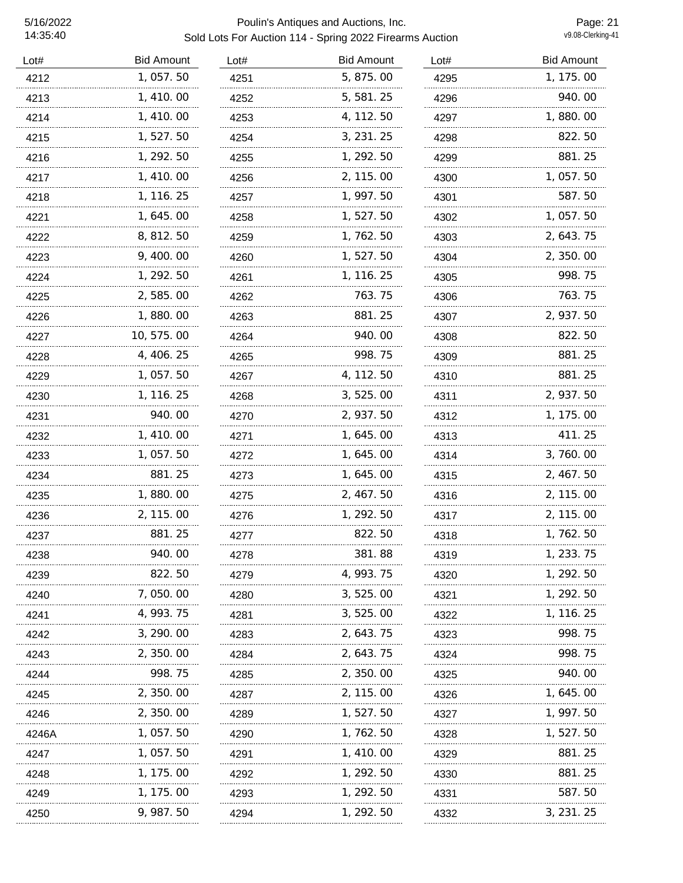| Lot# | Bid Amount | Lot# | Bid Amount | Lot# | Bid Amount |
|---|---|---|---|---|---|
| 4212 | 1, 057. 50 | 4251 | 5, 875. 00 | 4295 | 1, 175. 00 |
| 4213 | 1, 410. 00 | 4252 | 5, 581. 25 | 4296 | 940. 00 |
| 4214 | 1, 410. 00 | 4253 | 4, 112. 50 | 4297 | 1, 880. 00 |
| 4215 | 1, 527. 50 | 4254 | 3, 231. 25 | 4298 | 822. 50 |
| 4216 | 1, 292. 50 | 4255 | 1, 292. 50 | 4299 | 881. 25 |
| 4217 | 1, 410. 00 | 4256 | 2, 115. 00 | 4300 | 1, 057. 50 |
| 4218 | 1, 116. 25 | 4257 | 1, 997. 50 | 4301 | 587. 50 |
| 4221 | 1, 645. 00 | 4258 | 1, 527. 50 | 4302 | 1, 057. 50 |
| 4222 | 8, 812. 50 | 4259 | 1, 762. 50 | 4303 | 2, 643. 75 |
| 4223 | 9, 400. 00 | 4260 | 1, 527. 50 | 4304 | 2, 350. 00 |
| 4224 | 1, 292. 50 | 4261 | 1, 116. 25 | 4305 | 998. 75 |
| 4225 | 2, 585. 00 | 4262 | 763. 75 | 4306 | 763. 75 |
| 4226 | 1, 880. 00 | 4263 | 881. 25 | 4307 | 2, 937. 50 |
| 4227 | 10, 575. 00 | 4264 | 940. 00 | 4308 | 822. 50 |
| 4228 | 4, 406. 25 | 4265 | 998. 75 | 4309 | 881. 25 |
| 4229 | 1, 057. 50 | 4267 | 4, 112. 50 | 4310 | 881. 25 |
| 4230 | 1, 116. 25 | 4268 | 3, 525. 00 | 4311 | 2, 937. 50 |
| 4231 | 940. 00 | 4270 | 2, 937. 50 | 4312 | 1, 175. 00 |
| 4232 | 1, 410. 00 | 4271 | 1, 645. 00 | 4313 | 411. 25 |
| 4233 | 1, 057. 50 | 4272 | 1, 645. 00 | 4314 | 3, 760. 00 |
| 4234 | 881. 25 | 4273 | 1, 645. 00 | 4315 | 2, 467. 50 |
| 4235 | 1, 880. 00 | 4275 | 2, 467. 50 | 4316 | 2, 115. 00 |
| 4236 | 2, 115. 00 | 4276 | 1, 292. 50 | 4317 | 2, 115. 00 |
| 4237 | 881. 25 | 4277 | 822. 50 | 4318 | 1, 762. 50 |
| 4238 | 940. 00 | 4278 | 381. 88 | 4319 | 1, 233. 75 |
| 4239 | 822. 50 | 4279 | 4, 993. 75 | 4320 | 1, 292. 50 |
| 4240 | 7, 050. 00 | 4280 | 3, 525. 00 | 4321 | 1, 292. 50 |
| 4241 | 4, 993. 75 | 4281 | 3, 525. 00 | 4322 | 1, 116. 25 |
| 4242 | 3, 290. 00 | 4283 | 2, 643. 75 | 4323 | 998. 75 |
| 4243 | 2, 350. 00 | 4284 | 2, 643. 75 | 4324 | 998. 75 |
| 4244 | 998. 75 | 4285 | 2, 350. 00 | 4325 | 940. 00 |
| 4245 | 2, 350. 00 | 4287 | 2, 115. 00 | 4326 | 1, 645. 00 |
| 4246 | 2, 350. 00 | 4289 | 1, 527. 50 | 4327 | 1, 997. 50 |
| 4246A | 1, 057. 50 | 4290 | 1, 762. 50 | 4328 | 1, 527. 50 |
| 4247 | 1, 057. 50 | 4291 | 1, 410. 00 | 4329 | 881. 25 |
| 4248 | 1, 175. 00 | 4292 | 1, 292. 50 | 4330 | 881. 25 |
| 4249 | 1, 175. 00 | 4293 | 1, 292. 50 | 4331 | 587. 50 |
| 4250 | 9, 987. 50 | 4294 | 1, 292. 50 | 4332 | 3, 231. 25 |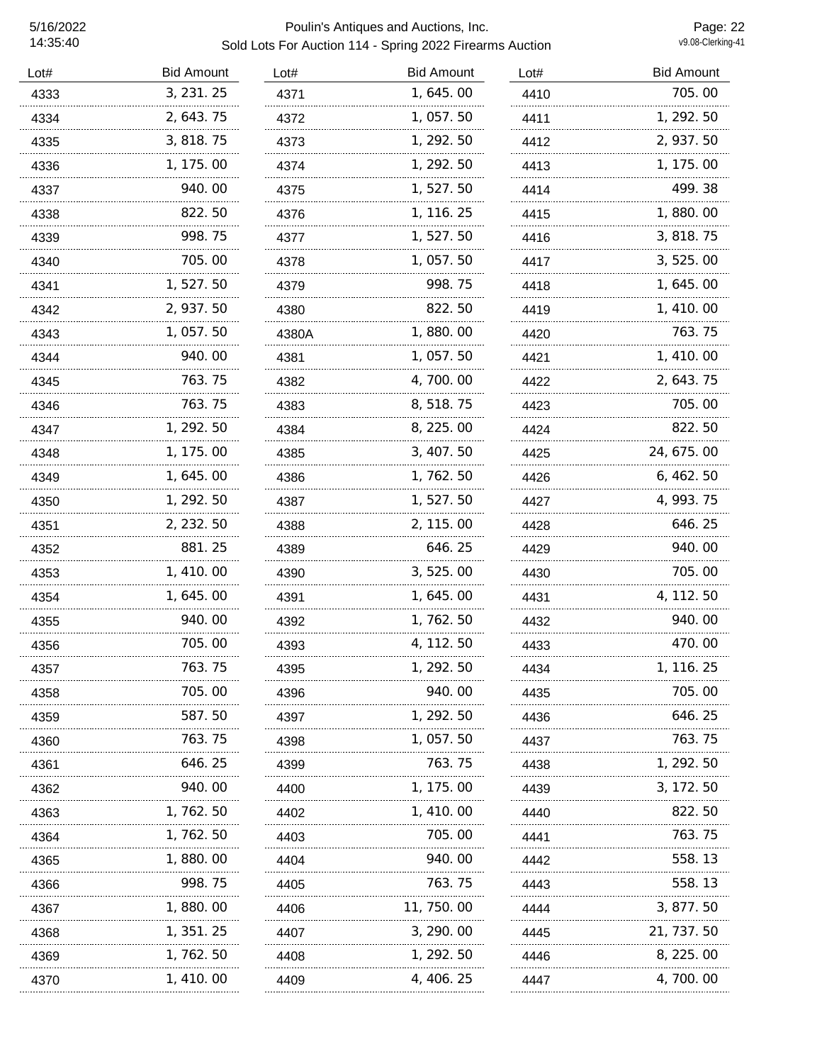| Lot# | Bid Amount | Lot# | Bid Amount | Lot# | Bid Amount |
|---|---|---|---|---|---|
| 4333 | 3, 231. 25 | 4371 | 1, 645. 00 | 4410 | 705. 00 |
| 4334 | 2, 643. 75 | 4372 | 1, 057. 50 | 4411 | 1, 292. 50 |
| 4335 | 3, 818. 75 | 4373 | 1, 292. 50 | 4412 | 2, 937. 50 |
| 4336 | 1, 175. 00 | 4374 | 1, 292. 50 | 4413 | 1, 175. 00 |
| 4337 | 940. 00 | 4375 | 1, 527. 50 | 4414 | 499. 38 |
| 4338 | 822. 50 | 4376 | 1, 116. 25 | 4415 | 1, 880. 00 |
| 4339 | 998. 75 | 4377 | 1, 527. 50 | 4416 | 3, 818. 75 |
| 4340 | 705. 00 | 4378 | 1, 057. 50 | 4417 | 3, 525. 00 |
| 4341 | 1, 527. 50 | 4379 | 998. 75 | 4418 | 1, 645. 00 |
| 4342 | 2, 937. 50 | 4380 | 822. 50 | 4419 | 1, 410. 00 |
| 4343 | 1, 057. 50 | 4380A | 1, 880. 00 | 4420 | 763. 75 |
| 4344 | 940. 00 | 4381 | 1, 057. 50 | 4421 | 1, 410. 00 |
| 4345 | 763. 75 | 4382 | 4, 700. 00 | 4422 | 2, 643. 75 |
| 4346 | 763. 75 | 4383 | 8, 518. 75 | 4423 | 705. 00 |
| 4347 | 1, 292. 50 | 4384 | 8, 225. 00 | 4424 | 822. 50 |
| 4348 | 1, 175. 00 | 4385 | 3, 407. 50 | 4425 | 24, 675. 00 |
| 4349 | 1, 645. 00 | 4386 | 1, 762. 50 | 4426 | 6, 462. 50 |
| 4350 | 1, 292. 50 | 4387 | 1, 527. 50 | 4427 | 4, 993. 75 |
| 4351 | 2, 232. 50 | 4388 | 2, 115. 00 | 4428 | 646. 25 |
| 4352 | 881. 25 | 4389 | 646. 25 | 4429 | 940. 00 |
| 4353 | 1, 410. 00 | 4390 | 3, 525. 00 | 4430 | 705. 00 |
| 4354 | 1, 645. 00 | 4391 | 1, 645. 00 | 4431 | 4, 112. 50 |
| 4355 | 940. 00 | 4392 | 1, 762. 50 | 4432 | 940. 00 |
| 4356 | 705. 00 | 4393 | 4, 112. 50 | 4433 | 470. 00 |
| 4357 | 763. 75 | 4395 | 1, 292. 50 | 4434 | 1, 116. 25 |
| 4358 | 705. 00 | 4396 | 940. 00 | 4435 | 705. 00 |
| 4359 | 587. 50 | 4397 | 1, 292. 50 | 4436 | 646. 25 |
| 4360 | 763. 75 | 4398 | 1, 057. 50 | 4437 | 763. 75 |
| 4361 | 646. 25 | 4399 | 763. 75 | 4438 | 1, 292. 50 |
| 4362 | 940. 00 | 4400 | 1, 175. 00 | 4439 | 3, 172. 50 |
| 4363 | 1, 762. 50 | 4402 | 1, 410. 00 | 4440 | 822. 50 |
| 4364 | 1, 762. 50 | 4403 | 705. 00 | 4441 | 763. 75 |
| 4365 | 1, 880. 00 | 4404 | 940. 00 | 4442 | 558. 13 |
| 4366 | 998. 75 | 4405 | 763. 75 | 4443 | 558. 13 |
| 4367 | 1, 880. 00 | 4406 | 11, 750. 00 | 4444 | 3, 877. 50 |
| 4368 | 1, 351. 25 | 4407 | 3, 290. 00 | 4445 | 21, 737. 50 |
| 4369 | 1, 762. 50 | 4408 | 1, 292. 50 | 4446 | 8, 225. 00 |
| 4370 | 1, 410. 00 | 4409 | 4, 406. 25 | 4447 | 4, 700. 00 |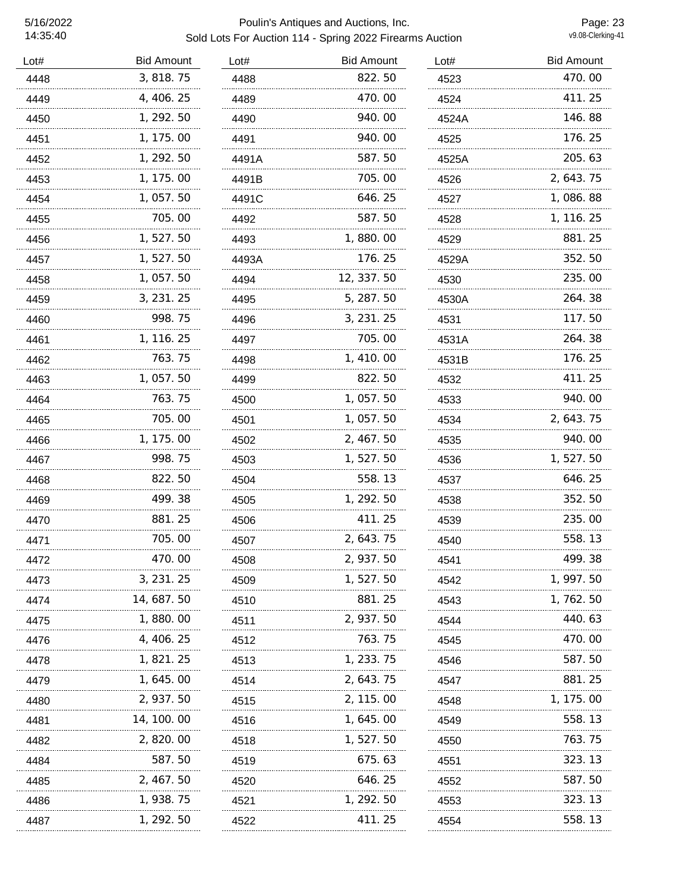# Poulin's Antiques and Auctions, Inc.

Sold Lots For Auction 114 - Spring 2022 Firearms Auction

| Lot# | Bid Amount | Lot# | Bid Amount | Lot# | Bid Amount |
|---|---|---|---|---|---|
| 4448 | 3,818.75 | 4488 | 822.50 | 4523 | 470.00 |
| 4449 | 4,406.25 | 4489 | 470.00 | 4524 | 411.25 |
| 4450 | 1,292.50 | 4490 | 940.00 | 4524A | 146.88 |
| 4451 | 1,175.00 | 4491 | 940.00 | 4525 | 176.25 |
| 4452 | 1,292.50 | 4491A | 587.50 | 4525A | 205.63 |
| 4453 | 1,175.00 | 4491B | 705.00 | 4526 | 2,643.75 |
| 4454 | 1,057.50 | 4491C | 646.25 | 4527 | 1,086.88 |
| 4455 | 705.00 | 4492 | 587.50 | 4528 | 1,116.25 |
| 4456 | 1,527.50 | 4493 | 1,880.00 | 4529 | 881.25 |
| 4457 | 1,527.50 | 4493A | 176.25 | 4529A | 352.50 |
| 4458 | 1,057.50 | 4494 | 12,337.50 | 4530 | 235.00 |
| 4459 | 3,231.25 | 4495 | 5,287.50 | 4530A | 264.38 |
| 4460 | 998.75 | 4496 | 3,231.25 | 4531 | 117.50 |
| 4461 | 1,116.25 | 4497 | 705.00 | 4531A | 264.38 |
| 4462 | 763.75 | 4498 | 1,410.00 | 4531B | 176.25 |
| 4463 | 1,057.50 | 4499 | 822.50 | 4532 | 411.25 |
| 4464 | 763.75 | 4500 | 1,057.50 | 4533 | 940.00 |
| 4465 | 705.00 | 4501 | 1,057.50 | 4534 | 2,643.75 |
| 4466 | 1,175.00 | 4502 | 2,467.50 | 4535 | 940.00 |
| 4467 | 998.75 | 4503 | 1,527.50 | 4536 | 1,527.50 |
| 4468 | 822.50 | 4504 | 558.13 | 4537 | 646.25 |
| 4469 | 499.38 | 4505 | 1,292.50 | 4538 | 352.50 |
| 4470 | 881.25 | 4506 | 411.25 | 4539 | 235.00 |
| 4471 | 705.00 | 4507 | 2,643.75 | 4540 | 558.13 |
| 4472 | 470.00 | 4508 | 2,937.50 | 4541 | 499.38 |
| 4473 | 3,231.25 | 4509 | 1,527.50 | 4542 | 1,997.50 |
| 4474 | 14,687.50 | 4510 | 881.25 | 4543 | 1,762.50 |
| 4475 | 1,880.00 | 4511 | 2,937.50 | 4544 | 440.63 |
| 4476 | 4,406.25 | 4512 | 763.75 | 4545 | 470.00 |
| 4478 | 1,821.25 | 4513 | 1,233.75 | 4546 | 587.50 |
| 4479 | 1,645.00 | 4514 | 2,643.75 | 4547 | 881.25 |
| 4480 | 2,937.50 | 4515 | 2,115.00 | 4548 | 1,175.00 |
| 4481 | 14,100.00 | 4516 | 1,645.00 | 4549 | 558.13 |
| 4482 | 2,820.00 | 4518 | 1,527.50 | 4550 | 763.75 |
| 4484 | 587.50 | 4519 | 675.63 | 4551 | 323.13 |
| 4485 | 2,467.50 | 4520 | 646.25 | 4552 | 587.50 |
| 4486 | 1,938.75 | 4521 | 1,292.50 | 4553 | 323.13 |
| 4487 | 1,292.50 | 4522 | 411.25 | 4554 | 558.13 |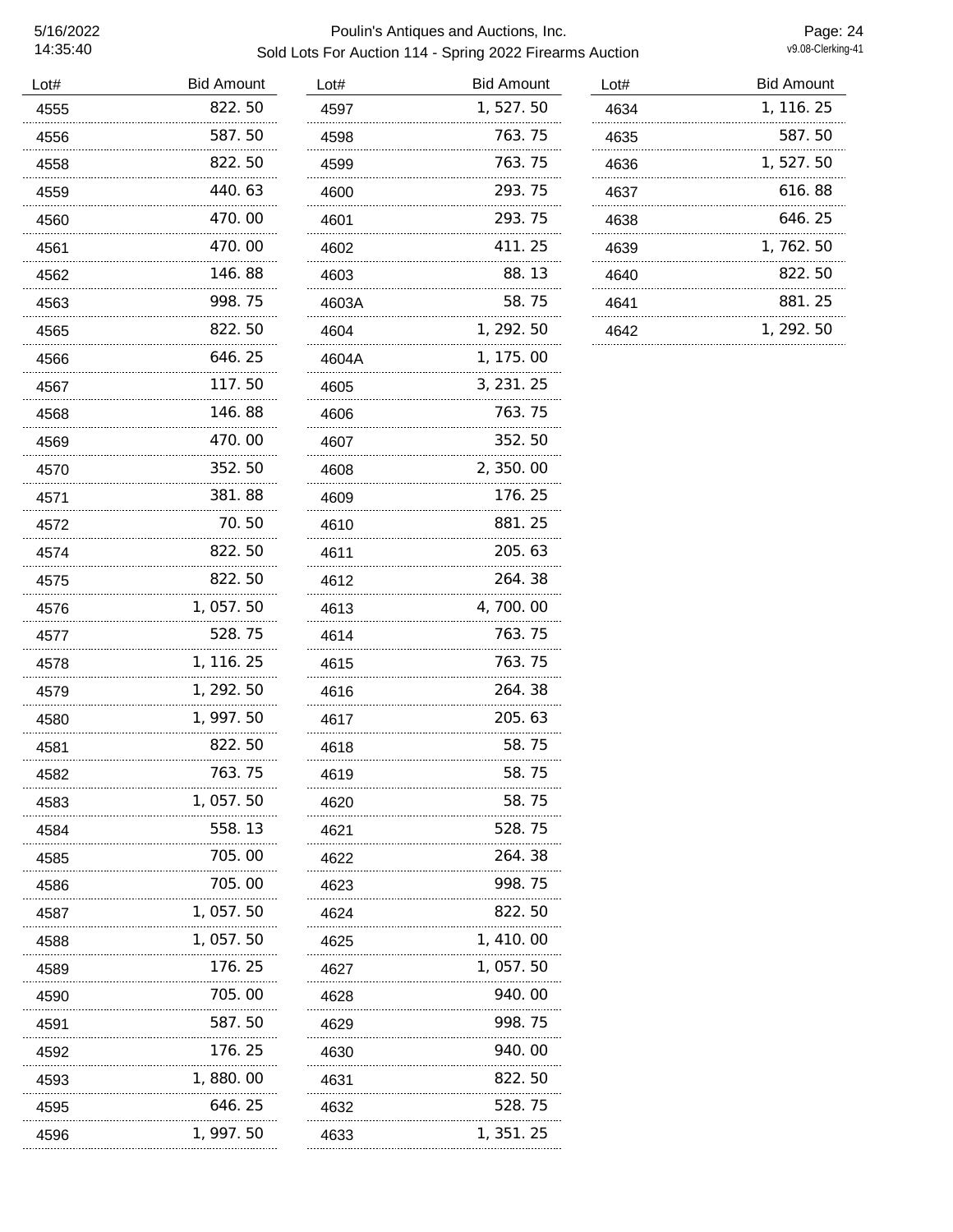| Lot# | Bid Amount |
|---|---|
| 4555 | 822.50 |
| 4556 | 587.50 |
| 4558 | 822.50 |
| 4559 | 440.63 |
| 4560 | 470.00 |
| 4561 | 470.00 |
| 4562 | 146.88 |
| 4563 | 998.75 |
| 4565 | 822.50 |
| 4566 | 646.25 |
| 4567 | 117.50 |
| 4568 | 146.88 |
| 4569 | 470.00 |
| 4570 | 352.50 |
| 4571 | 381.88 |
| 4572 | 70.50 |
| 4574 | 822.50 |
| 4575 | 822.50 |
| 4576 | 1,057.50 |
| 4577 | 528.75 |
| 4578 | 1,116.25 |
| 4579 | 1,292.50 |
| 4580 | 1,997.50 |
| 4581 | 822.50 |
| 4582 | 763.75 |
| 4583 | 1,057.50 |
| 4584 | 558.13 |
| 4585 | 705.00 |
| 4586 | 705.00 |
| 4587 | 1,057.50 |
| 4588 | 1,057.50 |
| 4589 | 176.25 |
| 4590 | 705.00 |
| 4591 | 587.50 |
| 4592 | 176.25 |
| 4593 | 1,880.00 |
| 4595 | 646.25 |
| 4596 | 1,997.50 |
| 4597 | 1,527.50 |
| 4598 | 763.75 |
| 4599 | 763.75 |
| 4600 | 293.75 |
| 4601 | 293.75 |
| 4602 | 411.25 |
| 4603 | 88.13 |
| 4603A | 58.75 |
| 4604 | 1,292.50 |
| 4604A | 1,175.00 |
| 4605 | 3,231.25 |
| 4606 | 763.75 |
| 4607 | 352.50 |
| 4608 | 2,350.00 |
| 4609 | 176.25 |
| 4610 | 881.25 |
| 4611 | 205.63 |
| 4612 | 264.38 |
| 4613 | 4,700.00 |
| 4614 | 763.75 |
| 4615 | 763.75 |
| 4616 | 264.38 |
| 4617 | 205.63 |
| 4618 | 58.75 |
| 4619 | 58.75 |
| 4620 | 58.75 |
| 4621 | 528.75 |
| 4622 | 264.38 |
| 4623 | 998.75 |
| 4624 | 822.50 |
| 4625 | 1,410.00 |
| 4627 | 1,057.50 |
| 4628 | 940.00 |
| 4629 | 998.75 |
| 4630 | 940.00 |
| 4631 | 822.50 |
| 4632 | 528.75 |
| 4633 | 1,351.25 |
| 4634 | 1,116.25 |
| 4635 | 587.50 |
| 4636 | 1,527.50 |
| 4637 | 616.88 |
| 4638 | 646.25 |
| 4639 | 1,762.50 |
| 4640 | 822.50 |
| 4641 | 881.25 |
| 4642 | 1,292.50 |